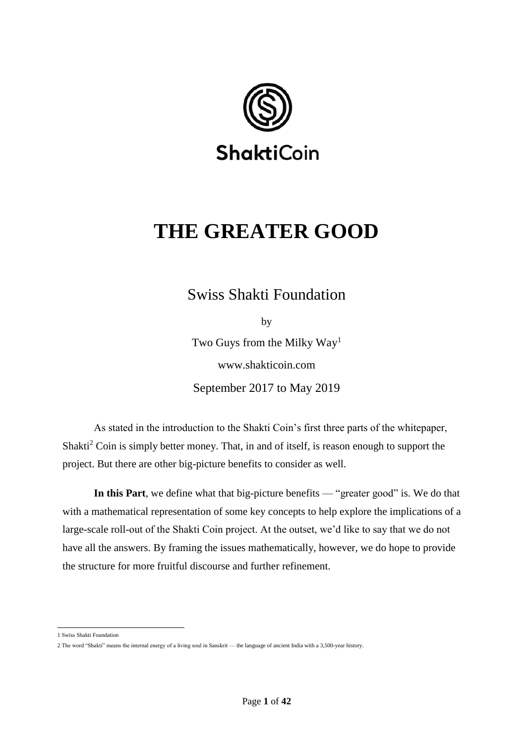ShaktiCoin

# THE GREATER GOOD

## Swiss Shakti Foundation

by

Two Guys from the Milky Way[1]

www.shakticoin.com

September 2017 to May 2019

As stated in the introduction to the Shakti Coin's first three parts of the whitepaper, Shakti[2] Coin is simply better money. That, in and of itself, is reason enough to support the project. But there are other big-picture benefits to consider as well.

**In this Part**, we define what that big-picture benefits — "greater good" is. We do that with a mathematical representation of some key concepts to help explore the implications of a large-scale roll-out of the Shakti Coin project. At the outset, we'd like to say that we do not have all the answers. By framing the issues mathematically, however, we do hope to provide the structure for more fruitful discourse and further refinement.

---

1 Swiss Shakti Foundation

2 The word "Shakti" means the internal energy of a living soul in Sanskrit — the language of ancient India with a 3,500-year history.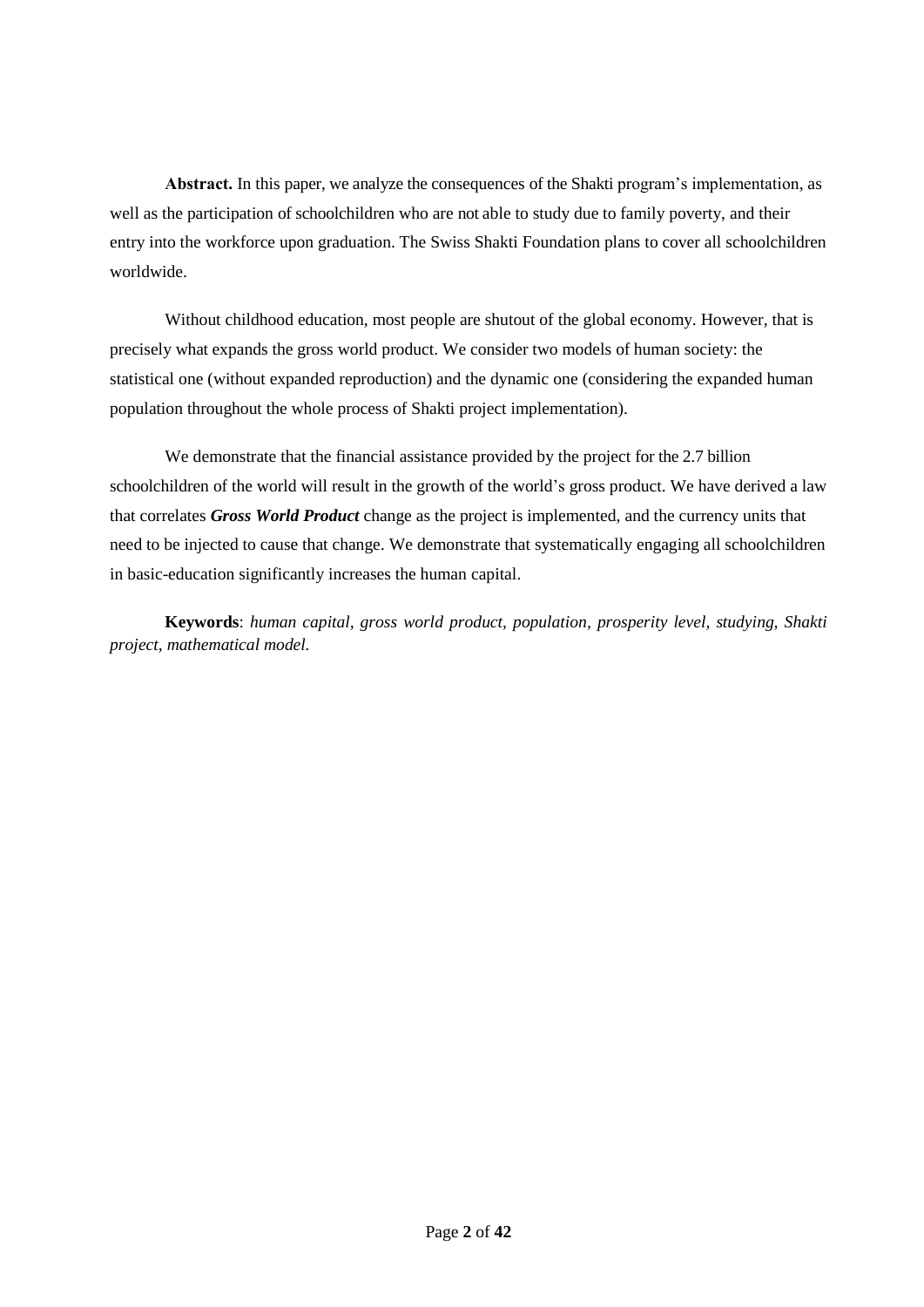**Abstract.** In this paper, we analyze the consequences of the Shakti program's implementation, as well as the participation of schoolchildren who are not able to study due to family poverty, and their entry into the workforce upon graduation. The Swiss Shakti Foundation plans to cover all schoolchildren worldwide.

Without childhood education, most people are shutout of the global economy. However, that is precisely what expands the gross world product. We consider two models of human society: the statistical one (without expanded reproduction) and the dynamic one (considering the expanded human population throughout the whole process of Shakti project implementation).

We demonstrate that the financial assistance provided by the project for the 2.7 billion schoolchildren of the world will result in the growth of the world's gross product. We have derived a law that correlates ***Gross World Product*** change as the project is implemented, and the currency units that need to be injected to cause that change. We demonstrate that systematically engaging all schoolchildren in basic-education significantly increases the human capital.

**Keywords**: *human capital, gross world product, population, prosperity level, studying, Shakti project, mathematical model.*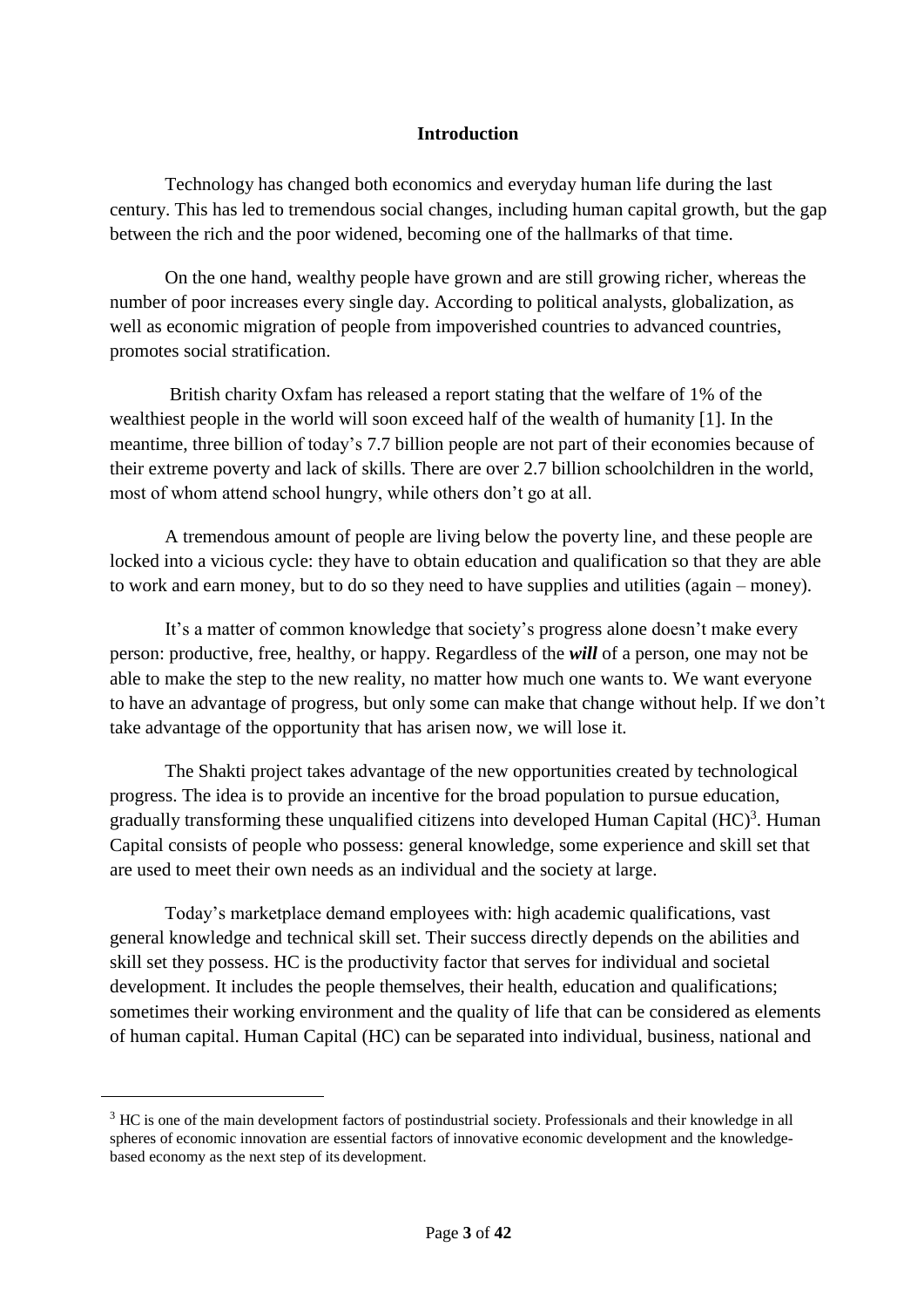## Introduction

Technology has changed both economics and everyday human life during the last century. This has led to tremendous social changes, including human capital growth, but the gap between the rich and the poor widened, becoming one of the hallmarks of that time.

On the one hand, wealthy people have grown and are still growing richer, whereas the number of poor increases every single day. According to political analysts, globalization, as well as economic migration of people from impoverished countries to advanced countries, promotes social stratification.

British charity Oxfam has released a report stating that the welfare of 1% of the wealthiest people in the world will soon exceed half of the wealth of humanity [1]. In the meantime, three billion of today's 7.7 billion people are not part of their economies because of their extreme poverty and lack of skills. There are over 2.7 billion schoolchildren in the world, most of whom attend school hungry, while others don't go at all.

A tremendous amount of people are living below the poverty line, and these people are locked into a vicious cycle: they have to obtain education and qualification so that they are able to work and earn money, but to do so they need to have supplies and utilities (again – money).

It's a matter of common knowledge that society's progress alone doesn't make every person: productive, free, healthy, or happy. Regardless of the ***will*** of a person, one may not be able to make the step to the new reality, no matter how much one wants to. We want everyone to have an advantage of progress, but only some can make that change without help. If we don't take advantage of the opportunity that has arisen now, we will lose it.

The Shakti project takes advantage of the new opportunities created by technological progress. The idea is to provide an incentive for the broad population to pursue education, gradually transforming these unqualified citizens into developed Human Capital (HC)[3]. Human Capital consists of people who possess: general knowledge, some experience and skill set that are used to meet their own needs as an individual and the society at large.

Today's marketplace demand employees with: high academic qualifications, vast general knowledge and technical skill set. Their success directly depends on the abilities and skill set they possess. HC is the productivity factor that serves for individual and societal development. It includes the people themselves, their health, education and qualifications; sometimes their working environment and the quality of life that can be considered as elements of human capital. Human Capital (HC) can be separated into individual, business, national and

---

[3] HC is one of the main development factors of postindustrial society. Professionals and their knowledge in all spheres of economic innovation are essential factors of innovative economic development and the knowledge-based economy as the next step of its development.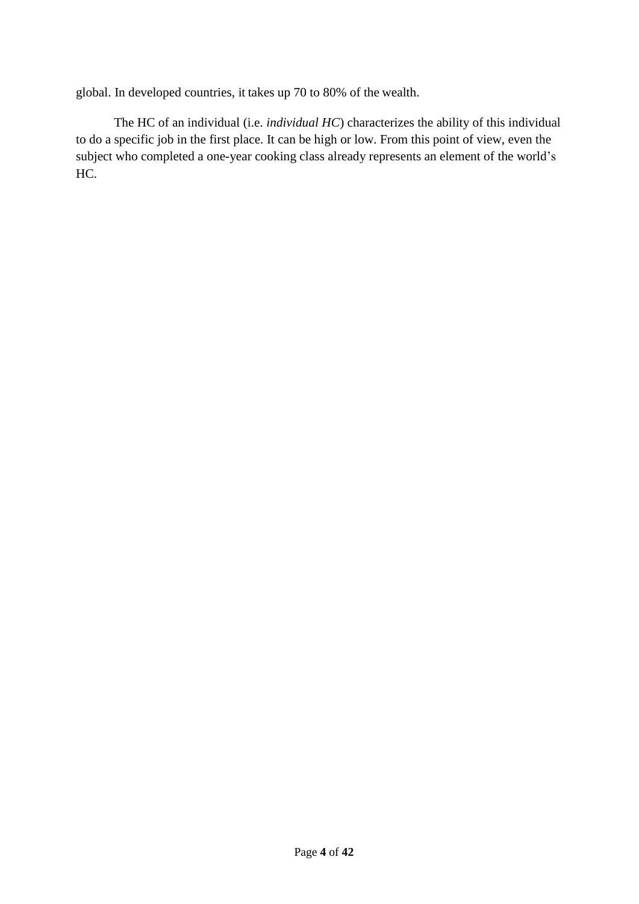global. In developed countries, it takes up 70 to 80% of the wealth.

The HC of an individual (i.e. *individual HC*) characterizes the ability of this individual to do a specific job in the first place. It can be high or low. From this point of view, even the subject who completed a one-year cooking class already represents an element of the world's HC.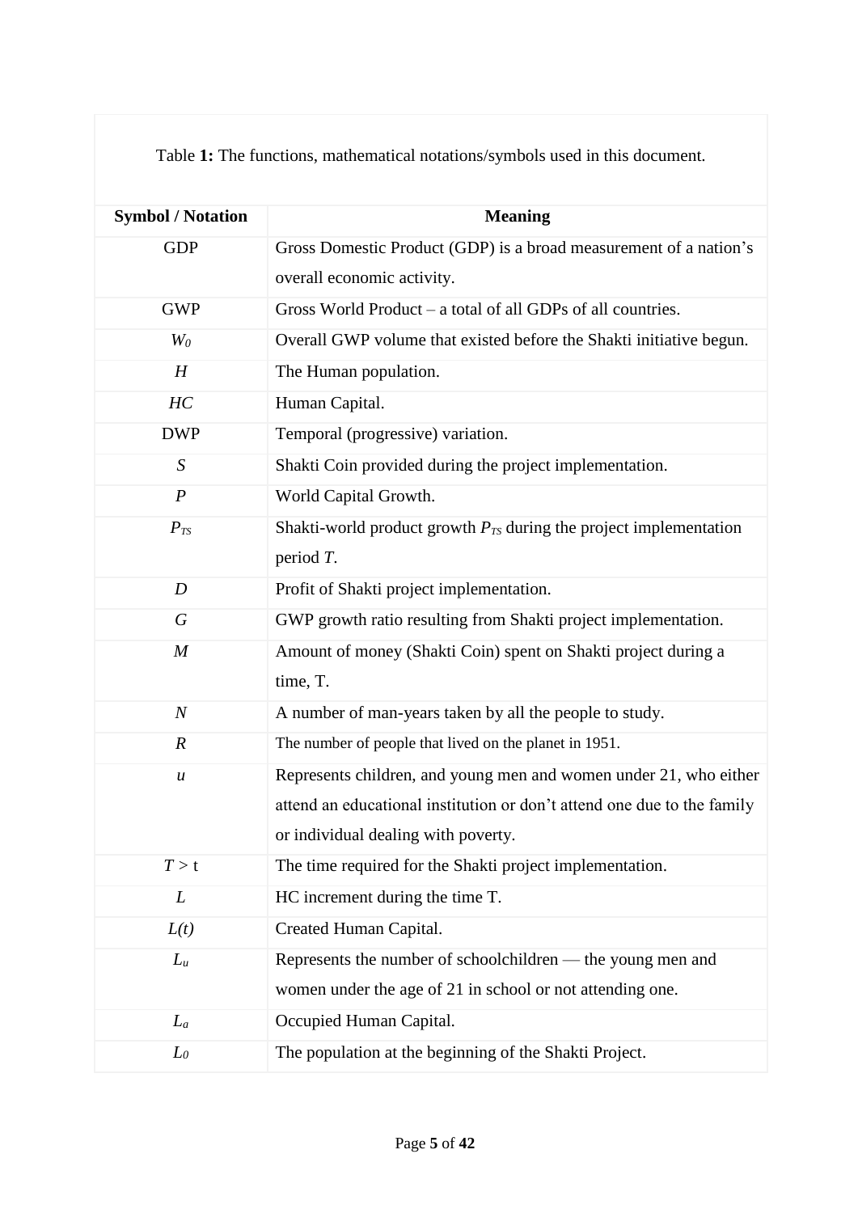Table **1:** The functions, mathematical notations/symbols used in this document.

| **Symbol / Notation** | **Meaning** |
|---|---|
| GDP | Gross Domestic Product (GDP) is a broad measurement of a nation's overall economic activity. |
| GWP | Gross World Product – a total of all GDPs of all countries. |
| $W_0$ | Overall GWP volume that existed before the Shakti initiative begun. |
| $H$ | The Human population. |
| $HC$ | Human Capital. |
| DWP | Temporal (progressive) variation. |
| $S$ | Shakti Coin provided during the project implementation. |
| $P$ | World Capital Growth. |
| $P_{TS}$ | Shakti-world product growth $P_{TS}$ during the project implementation period $T$. |
| $D$ | Profit of Shakti project implementation. |
| $G$ | GWP growth ratio resulting from Shakti project implementation. |
| $M$ | Amount of money (Shakti Coin) spent on Shakti project during a time, T. |
| $N$ | A number of man-years taken by all the people to study. |
| $R$ | The number of people that lived on the planet in 1951. |
| $u$ | Represents children, and young men and women under 21, who either attend an educational institution or don't attend one due to the family or individual dealing with poverty. |
| $T > t$ | The time required for the Shakti project implementation. |
| $L$ | HC increment during the time T. |
| $L(t)$ | Created Human Capital. |
| $L_u$ | Represents the number of schoolchildren — the young men and women under the age of 21 in school or not attending one. |
| $L_a$ | Occupied Human Capital. |
| $L_0$ | The population at the beginning of the Shakti Project. |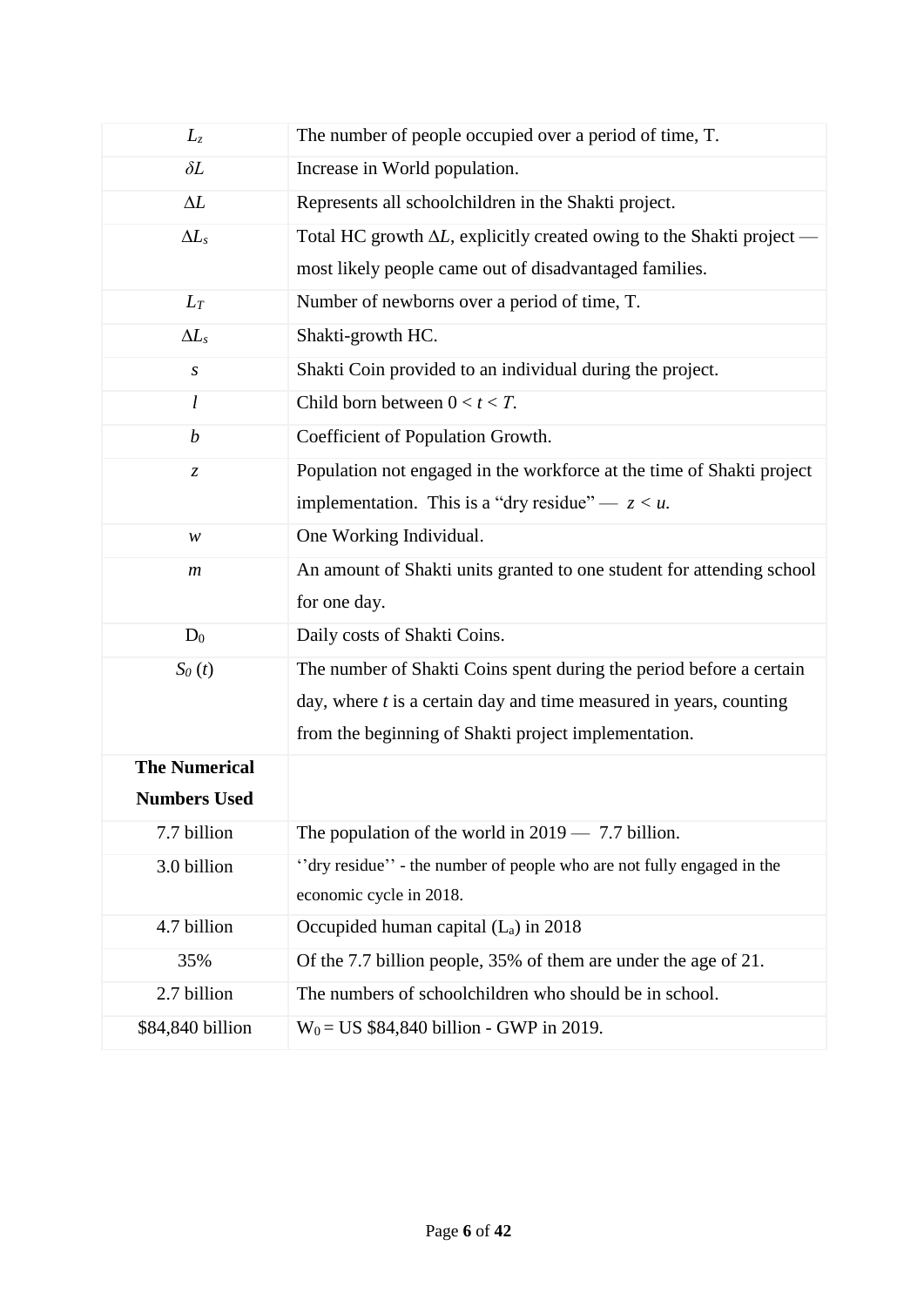| | |
|---|---|
| $L_z$ | The number of people occupied over a period of time, T. |
| $\delta L$ | Increase in World population. |
| $\Delta L$ | Represents all schoolchildren in the Shakti project. |
| $\Delta L_s$ | Total HC growth $\Delta L$, explicitly created owing to the Shakti project — most likely people came out of disadvantaged families. |
| $L_T$ | Number of newborns over a period of time, T. |
| $\Delta L_s$ | Shakti-growth HC. |
| $s$ | Shakti Coin provided to an individual during the project. |
| $l$ | Child born between $0 < t < T$. |
| $b$ | Coefficient of Population Growth. |
| $z$ | Population not engaged in the workforce at the time of Shakti project implementation. This is a "dry residue" — $z < u$. |
| $w$ | One Working Individual. |
| $m$ | An amount of Shakti units granted to one student for attending school for one day. |
| $D_0$ | Daily costs of Shakti Coins. |
| $S_0(t)$ | The number of Shakti Coins spent during the period before a certain day, where $t$ is a certain day and time measured in years, counting from the beginning of Shakti project implementation. |
| **The Numerical Numbers Used** | |
| 7.7 billion | The population of the world in 2019 — 7.7 billion. |
| 3.0 billion | ''dry residue'' - the number of people who are not fully engaged in the economic cycle in 2018. |
| 4.7 billion | Occupided human capital ($L_a$) in 2018 |
| 35% | Of the 7.7 billion people, 35% of them are under the age of 21. |
| 2.7 billion | The numbers of schoolchildren who should be in school. |
| $84,840 billion | $W_0$ = US $84,840 billion - GWP in 2019. |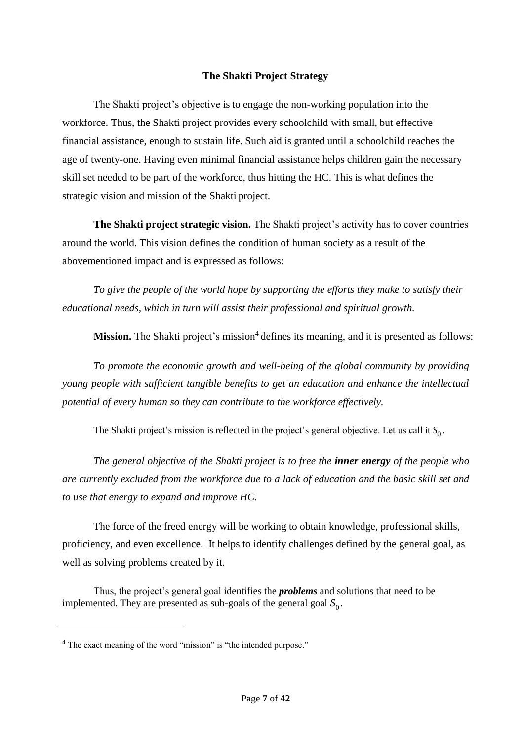### The Shakti Project Strategy

The Shakti project's objective is to engage the non-working population into the workforce. Thus, the Shakti project provides every schoolchild with small, but effective financial assistance, enough to sustain life. Such aid is granted until a schoolchild reaches the age of twenty-one. Having even minimal financial assistance helps children gain the necessary skill set needed to be part of the workforce, thus hitting the HC. This is what defines the strategic vision and mission of the Shakti project.

**The Shakti project strategic vision.** The Shakti project's activity has to cover countries around the world. This vision defines the condition of human society as a result of the abovementioned impact and is expressed as follows:

*To give the people of the world hope by supporting the efforts they make to satisfy their educational needs, which in turn will assist their professional and spiritual growth.*

**Mission.** The Shakti project's mission[4] defines its meaning, and it is presented as follows:

*To promote the economic growth and well-being of the global community by providing young people with sufficient tangible benefits to get an education and enhance the intellectual potential of every human so they can contribute to the workforce effectively.*

The Shakti project's mission is reflected in the project's general objective. Let us call it $S_0$.

*The general objective of the Shakti project is to free the* ***inner energy*** *of the people who are currently excluded from the workforce due to a lack of education and the basic skill set and to use that energy to expand and improve HC.*

The force of the freed energy will be working to obtain knowledge, professional skills, proficiency, and even excellence. It helps to identify challenges defined by the general goal, as well as solving problems created by it.

Thus, the project's general goal identifies the ***problems*** and solutions that need to be implemented. They are presented as sub-goals of the general goal $S_0$.

---

[4] The exact meaning of the word "mission" is "the intended purpose."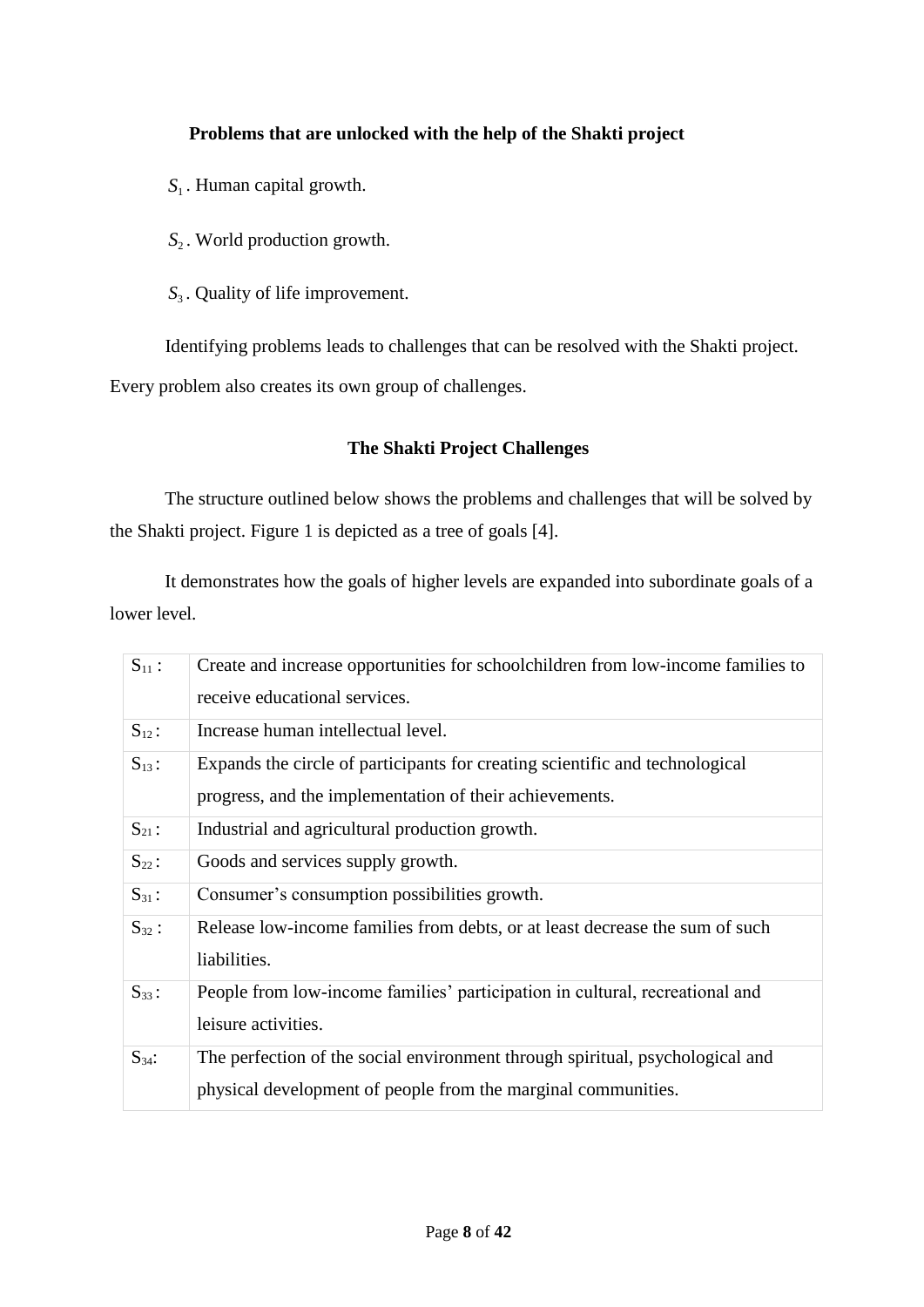**Problems that are unlocked with the help of the Shakti project**

$S_1$. Human capital growth.

$S_2$. World production growth.

$S_3$. Quality of life improvement.

Identifying problems leads to challenges that can be resolved with the Shakti project. Every problem also creates its own group of challenges.

**The Shakti Project Challenges**

The structure outlined below shows the problems and challenges that will be solved by the Shakti project. Figure 1 is depicted as a tree of goals [4].

It demonstrates how the goals of higher levels are expanded into subordinate goals of a lower level.

| | |
|---|---|
| $S_{11}$ : | Create and increase opportunities for schoolchildren from low-income families to receive educational services. |
| $S_{12}$ : | Increase human intellectual level. |
| $S_{13}$ : | Expands the circle of participants for creating scientific and technological progress, and the implementation of their achievements. |
| $S_{21}$ : | Industrial and agricultural production growth. |
| $S_{22}$ : | Goods and services supply growth. |
| $S_{31}$ : | Consumer's consumption possibilities growth. |
| $S_{32}$ : | Release low-income families from debts, or at least decrease the sum of such liabilities. |
| $S_{33}$ : | People from low-income families' participation in cultural, recreational and leisure activities. |
| $S_{34}$: | The perfection of the social environment through spiritual, psychological and physical development of people from the marginal communities. |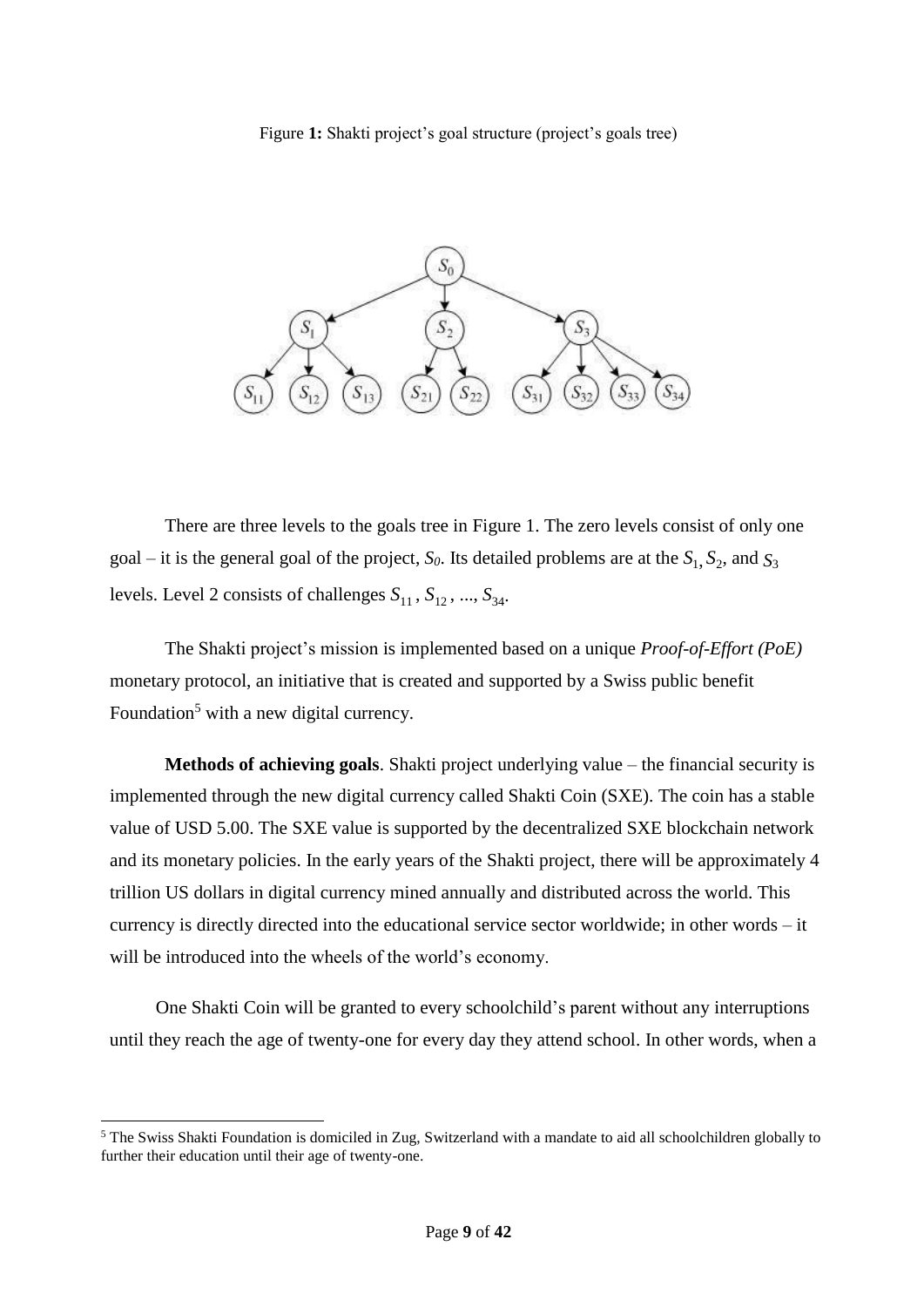Figure **1:** Shakti project's goal structure (project's goals tree)

There are three levels to the goals tree in Figure 1. The zero levels consist of only one goal – it is the general goal of the project, $S_0$. Its detailed problems are at the $S_1, S_2$, and $S_3$ levels. Level 2 consists of challenges $S_{11}, S_{12}, ..., S_{34}$.

The Shakti project's mission is implemented based on a unique *Proof-of-Effort (PoE)* monetary protocol, an initiative that is created and supported by a Swiss public benefit Foundation[5] with a new digital currency.

**Methods of achieving goals**. Shakti project underlying value – the financial security is implemented through the new digital currency called Shakti Coin (SXE). The coin has a stable value of USD 5.00. The SXE value is supported by the decentralized SXE blockchain network and its monetary policies. In the early years of the Shakti project, there will be approximately 4 trillion US dollars in digital currency mined annually and distributed across the world. This currency is directly directed into the educational service sector worldwide; in other words – it will be introduced into the wheels of the world's economy.

One Shakti Coin will be granted to every schoolchild's parent without any interruptions until they reach the age of twenty-one for every day they attend school. In other words, when a

[5] The Swiss Shakti Foundation is domiciled in Zug, Switzerland with a mandate to aid all schoolchildren globally to further their education until their age of twenty-one.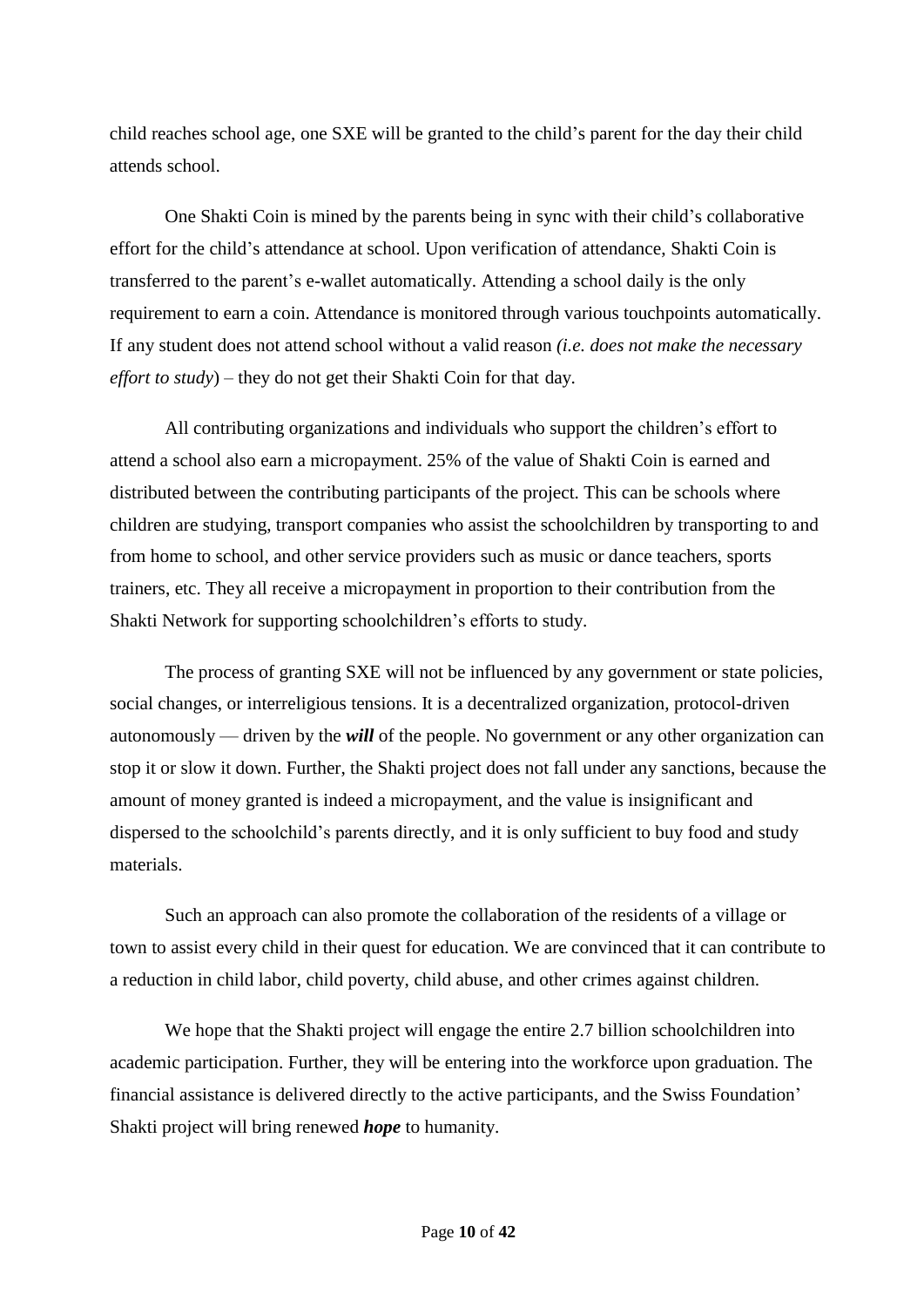child reaches school age, one SXE will be granted to the child's parent for the day their child attends school.

One Shakti Coin is mined by the parents being in sync with their child's collaborative effort for the child's attendance at school. Upon verification of attendance, Shakti Coin is transferred to the parent's e-wallet automatically. Attending a school daily is the only requirement to earn a coin. Attendance is monitored through various touchpoints automatically. If any student does not attend school without a valid reason *(i.e. does not make the necessary effort to study*) – they do not get their Shakti Coin for that day.

All contributing organizations and individuals who support the children's effort to attend a school also earn a micropayment. 25% of the value of Shakti Coin is earned and distributed between the contributing participants of the project. This can be schools where children are studying, transport companies who assist the schoolchildren by transporting to and from home to school, and other service providers such as music or dance teachers, sports trainers, etc. They all receive a micropayment in proportion to their contribution from the Shakti Network for supporting schoolchildren's efforts to study.

The process of granting SXE will not be influenced by any government or state policies, social changes, or interreligious tensions. It is a decentralized organization, protocol-driven autonomously — driven by the ***will*** of the people. No government or any other organization can stop it or slow it down. Further, the Shakti project does not fall under any sanctions, because the amount of money granted is indeed a micropayment, and the value is insignificant and dispersed to the schoolchild's parents directly, and it is only sufficient to buy food and study materials.

Such an approach can also promote the collaboration of the residents of a village or town to assist every child in their quest for education. We are convinced that it can contribute to a reduction in child labor, child poverty, child abuse, and other crimes against children.

We hope that the Shakti project will engage the entire 2.7 billion schoolchildren into academic participation. Further, they will be entering into the workforce upon graduation. The financial assistance is delivered directly to the active participants, and the Swiss Foundation' Shakti project will bring renewed ***hope*** to humanity.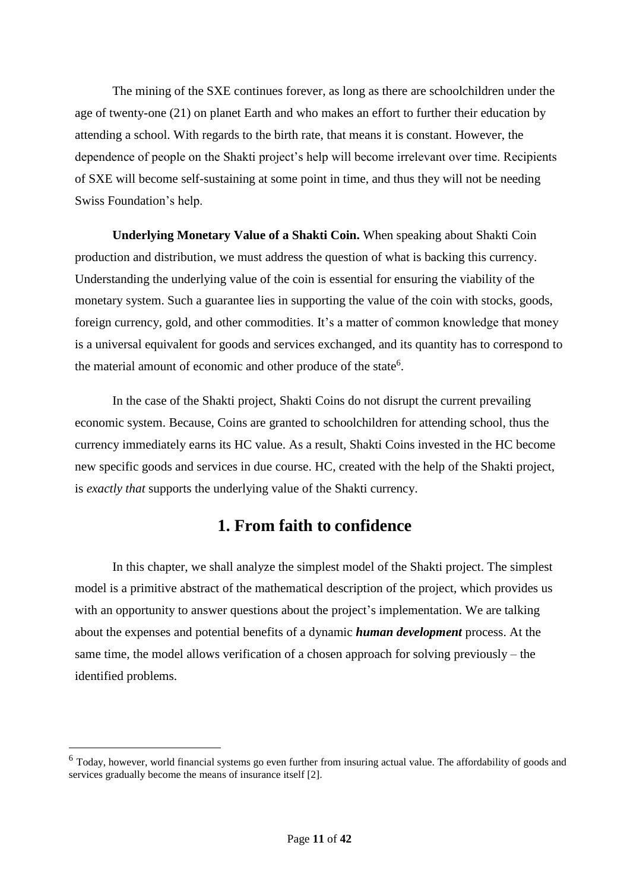The mining of the SXE continues forever, as long as there are schoolchildren under the age of twenty-one (21) on planet Earth and who makes an effort to further their education by attending a school. With regards to the birth rate, that means it is constant. However, the dependence of people on the Shakti project's help will become irrelevant over time. Recipients of SXE will become self-sustaining at some point in time, and thus they will not be needing Swiss Foundation's help.

**Underlying Monetary Value of a Shakti Coin.** When speaking about Shakti Coin production and distribution, we must address the question of what is backing this currency. Understanding the underlying value of the coin is essential for ensuring the viability of the monetary system. Such a guarantee lies in supporting the value of the coin with stocks, goods, foreign currency, gold, and other commodities. It's a matter of common knowledge that money is a universal equivalent for goods and services exchanged, and its quantity has to correspond to the material amount of economic and other produce of the state[6].

In the case of the Shakti project, Shakti Coins do not disrupt the current prevailing economic system. Because, Coins are granted to schoolchildren for attending school, thus the currency immediately earns its HC value. As a result, Shakti Coins invested in the HC become new specific goods and services in due course. HC, created with the help of the Shakti project, is *exactly that* supports the underlying value of the Shakti currency.

## 1. From faith to confidence

In this chapter, we shall analyze the simplest model of the Shakti project. The simplest model is a primitive abstract of the mathematical description of the project, which provides us with an opportunity to answer questions about the project's implementation. We are talking about the expenses and potential benefits of a dynamic ***human development*** process. At the same time, the model allows verification of a chosen approach for solving previously – the identified problems.

---

[6] Today, however, world financial systems go even further from insuring actual value. The affordability of goods and services gradually become the means of insurance itself [2].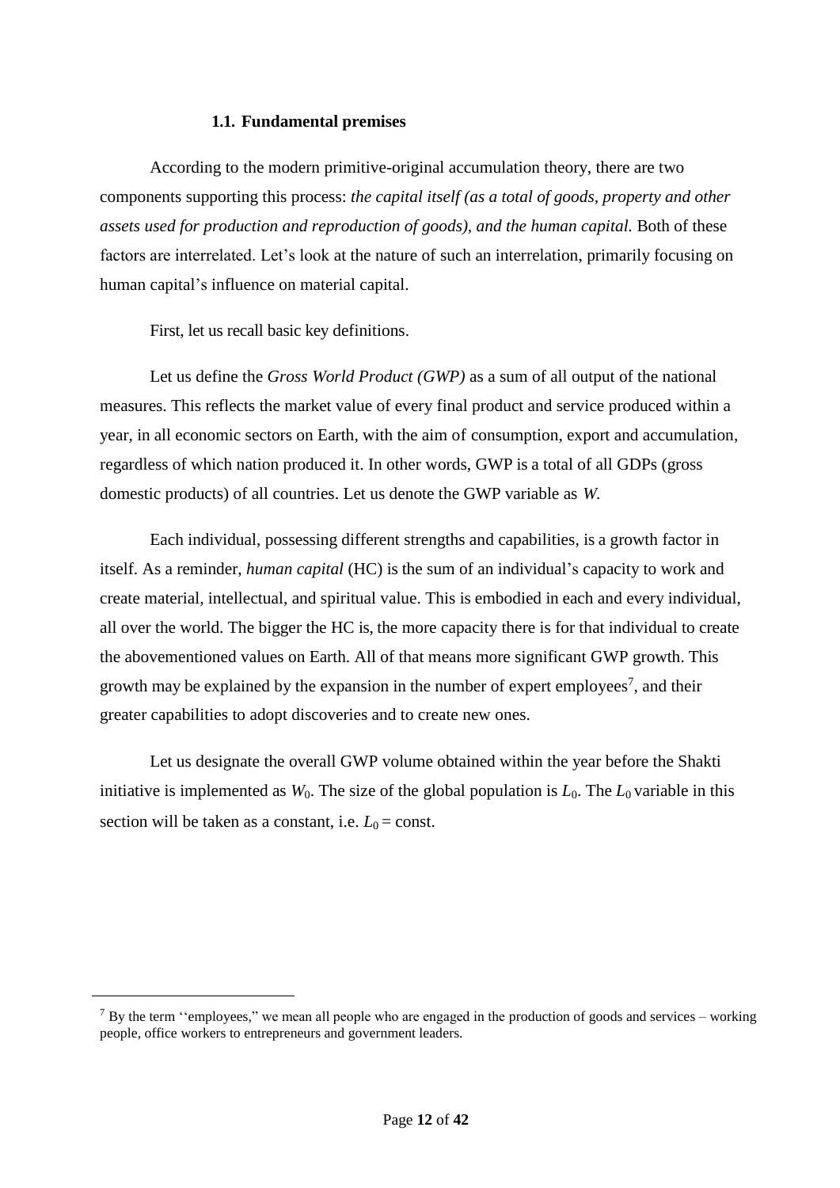### 1.1. Fundamental premises

According to the modern primitive-original accumulation theory, there are two components supporting this process: *the capital itself (as a total of goods, property and other assets used for production and reproduction of goods), and the human capital.* Both of these factors are interrelated. Let's look at the nature of such an interrelation, primarily focusing on human capital's influence on material capital.

First, let us recall basic key definitions.

Let us define the *Gross World Product (GWP)* as a sum of all output of the national measures. This reflects the market value of every final product and service produced within a year, in all economic sectors on Earth, with the aim of consumption, export and accumulation, regardless of which nation produced it. In other words, GWP is a total of all GDPs (gross domestic products) of all countries. Let us denote the GWP variable as $W$.

Each individual, possessing different strengths and capabilities, is a growth factor in itself. As a reminder, *human capital* (HC) is the sum of an individual's capacity to work and create material, intellectual, and spiritual value. This is embodied in each and every individual, all over the world. The bigger the HC is, the more capacity there is for that individual to create the abovementioned values on Earth. All of that means more significant GWP growth. This growth may be explained by the expansion in the number of expert employees[7], and their greater capabilities to adopt discoveries and to create new ones.

Let us designate the overall GWP volume obtained within the year before the Shakti initiative is implemented as $W_0$. The size of the global population is $L_0$. The $L_0$ variable in this section will be taken as a constant, i.e. $L_0 = \text{const}$.

---

[7] By the term ''employees,'' we mean all people who are engaged in the production of goods and services – working people, office workers to entrepreneurs and government leaders.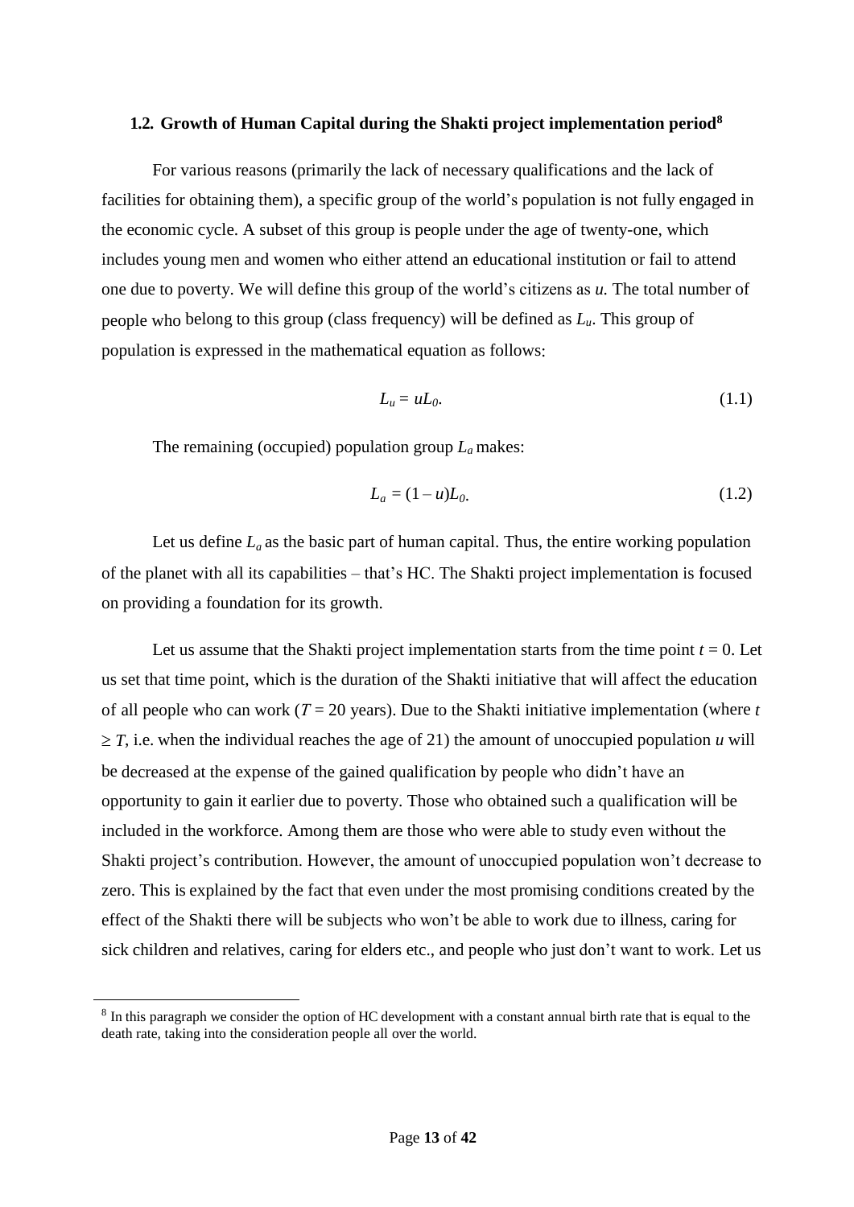### 1.2. Growth of Human Capital during the Shakti project implementation period[8]

For various reasons (primarily the lack of necessary qualifications and the lack of facilities for obtaining them), a specific group of the world's population is not fully engaged in the economic cycle. A subset of this group is people under the age of twenty-one, which includes young men and women who either attend an educational institution or fail to attend one due to poverty. We will define this group of the world's citizens as $u$. The total number of people who belong to this group (class frequency) will be defined as $L_u$. This group of population is expressed in the mathematical equation as follows:

$$L_u = uL_0. \tag{1.1}$$

The remaining (occupied) population group $L_a$ makes:

$$L_a = (1 - u)L_0. \tag{1.2}$$

Let us define $L_a$ as the basic part of human capital. Thus, the entire working population of the planet with all its capabilities – that's HC. The Shakti project implementation is focused on providing a foundation for its growth.

Let us assume that the Shakti project implementation starts from the time point $t = 0$. Let us set that time point, which is the duration of the Shakti initiative that will affect the education of all people who can work ($T = 20$ years). Due to the Shakti initiative implementation (where $t \geq T$, i.e. when the individual reaches the age of 21) the amount of unoccupied population $u$ will be decreased at the expense of the gained qualification by people who didn't have an opportunity to gain it earlier due to poverty. Those who obtained such a qualification will be included in the workforce. Among them are those who were able to study even without the Shakti project's contribution. However, the amount of unoccupied population won't decrease to zero. This is explained by the fact that even under the most promising conditions created by the effect of the Shakti there will be subjects who won't be able to work due to illness, caring for sick children and relatives, caring for elders etc., and people who just don't want to work. Let us

[8] In this paragraph we consider the option of HC development with a constant annual birth rate that is equal to the death rate, taking into the consideration people all over the world.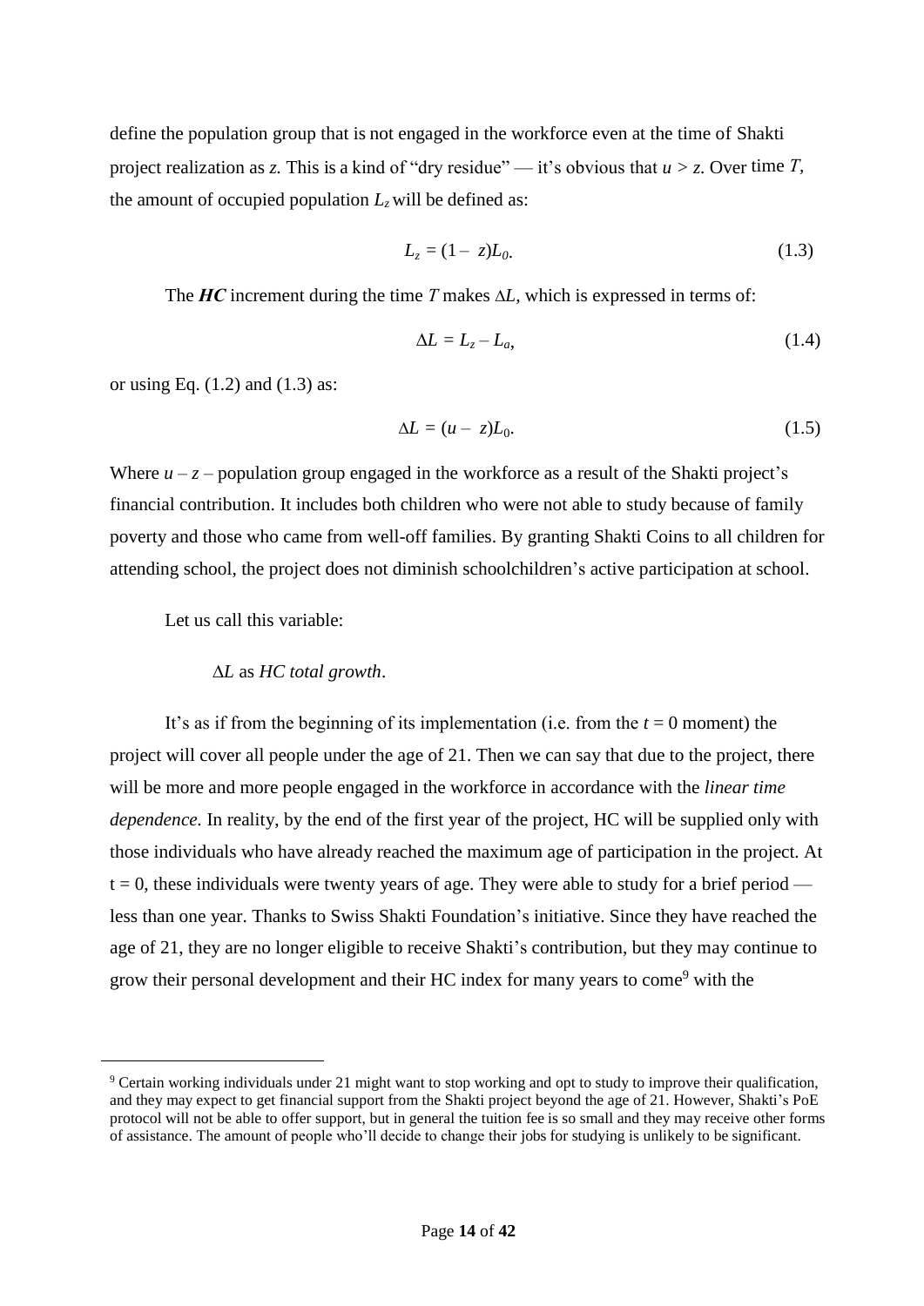define the population group that is not engaged in the workforce even at the time of Shakti project realization as $z$. This is a kind of "dry residue" — it's obvious that $u > z$. Over time $T$, the amount of occupied population $L_z$ will be defined as:

$$L_z = (1 - z)L_0. \tag{1.3}$$

The ***HC*** increment during the time $T$ makes $\Delta L$, which is expressed in terms of:

$$\Delta L = L_z - L_a, \tag{1.4}$$

or using Eq. (1.2) and (1.3) as:

$$\Delta L = (u - z)L_0. \tag{1.5}$$

Where $u - z$ – population group engaged in the workforce as a result of the Shakti project's financial contribution. It includes both children who were not able to study because of family poverty and those who came from well-off families. By granting Shakti Coins to all children for attending school, the project does not diminish schoolchildren's active participation at school.

Let us call this variable:

$\Delta L$ as *HC total growth*.

It's as if from the beginning of its implementation (i.e. from the $t = 0$ moment) the project will cover all people under the age of 21. Then we can say that due to the project, there will be more and more people engaged in the workforce in accordance with the *linear time dependence.* In reality, by the end of the first year of the project, HC will be supplied only with those individuals who have already reached the maximum age of participation in the project. At $t = 0$, these individuals were twenty years of age. They were able to study for a brief period — less than one year. Thanks to Swiss Shakti Foundation's initiative. Since they have reached the age of 21, they are no longer eligible to receive Shakti's contribution, but they may continue to grow their personal development and their HC index for many years to come[9] with the

[9] Certain working individuals under 21 might want to stop working and opt to study to improve their qualification, and they may expect to get financial support from the Shakti project beyond the age of 21. However, Shakti's PoE protocol will not be able to offer support, but in general the tuition fee is so small and they may receive other forms of assistance. The amount of people who'll decide to change their jobs for studying is unlikely to be significant.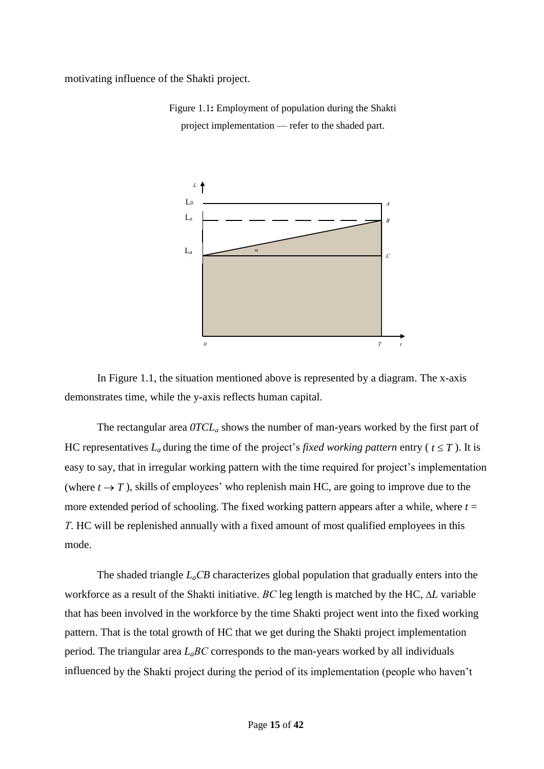motivating influence of the Shakti project.

Figure 1.1**:** Employment of population during the Shakti project implementation — refer to the shaded part.

In Figure 1.1, the situation mentioned above is represented by a diagram. The x-axis demonstrates time, while the y-axis reflects human capital.

The rectangular area $0TCL_a$ shows the number of man-years worked by the first part of HC representatives $L_a$ during the time of the project's *fixed working pattern* entry ( $t \leq T$ ). It is easy to say, that in irregular working pattern with the time required for project's implementation (where $t \to T$ ), skills of employees' who replenish main HC, are going to improve due to the more extended period of schooling. The fixed working pattern appears after a while, where $t = T$. HC will be replenished annually with a fixed amount of most qualified employees in this mode.

The shaded triangle $L_aCB$ characterizes global population that gradually enters into the workforce as a result of the Shakti initiative. $BC$ leg length is matched by the HC, $\Delta L$ variable that has been involved in the workforce by the time Shakti project went into the fixed working pattern. That is the total growth of HC that we get during the Shakti project implementation period. The triangular area $L_aBC$ corresponds to the man-years worked by all individuals influenced by the Shakti project during the period of its implementation (people who haven't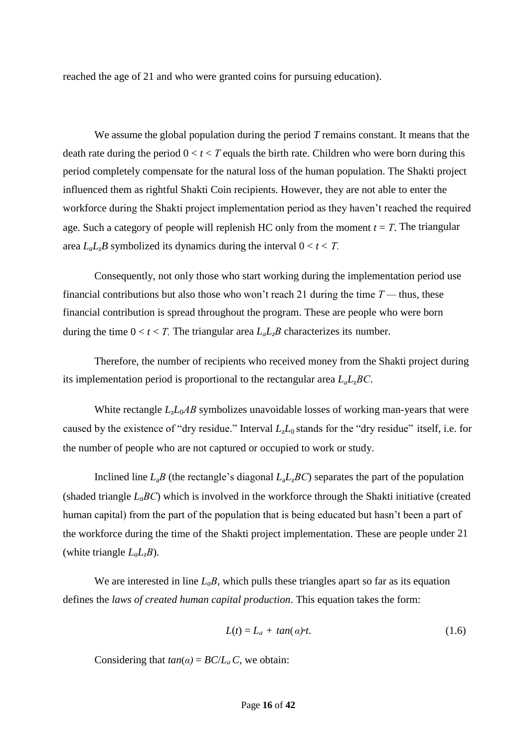reached the age of 21 and who were granted coins for pursuing education).

We assume the global population during the period $T$ remains constant. It means that the death rate during the period $0 < t < T$ equals the birth rate. Children who were born during this period completely compensate for the natural loss of the human population. The Shakti project influenced them as rightful Shakti Coin recipients. However, they are not able to enter the workforce during the Shakti project implementation period as they haven't reached the required age. Such a category of people will replenish HC only from the moment $t = T$. The triangular area $L_aL_zB$ symbolized its dynamics during the interval $0 < t < T$.

Consequently, not only those who start working during the implementation period use financial contributions but also those who won't reach 21 during the time $T$ — thus, these financial contribution is spread throughout the program. These are people who were born during the time $0 < t < T$. The triangular area $L_aL_zB$ characterizes its number.

Therefore, the number of recipients who received money from the Shakti project during its implementation period is proportional to the rectangular area $L_aL_zBC$.

White rectangle $L_zL_0AB$ symbolizes unavoidable losses of working man-years that were caused by the existence of "dry residue." Interval $L_zL_0$ stands for the "dry residue" itself, i.e. for the number of people who are not captured or occupied to work or study.

Inclined line $L_aB$ (the rectangle's diagonal $L_aL_zBC$) separates the part of the population (shaded triangle $L_aBC$) which is involved in the workforce through the Shakti initiative (created human capital) from the part of the population that is being educated but hasn't been a part of the workforce during the time of the Shakti project implementation. These are people under 21 (white triangle $L_aL_zB$).

We are interested in line $L_aB$, which pulls these triangles apart so far as its equation defines the *laws of created human capital production*. This equation takes the form:

$$L(t) = L_a + tan(\alpha) \cdot t. \tag{1.6}$$

Considering that $tan(\alpha) = BC/L_aC$, we obtain: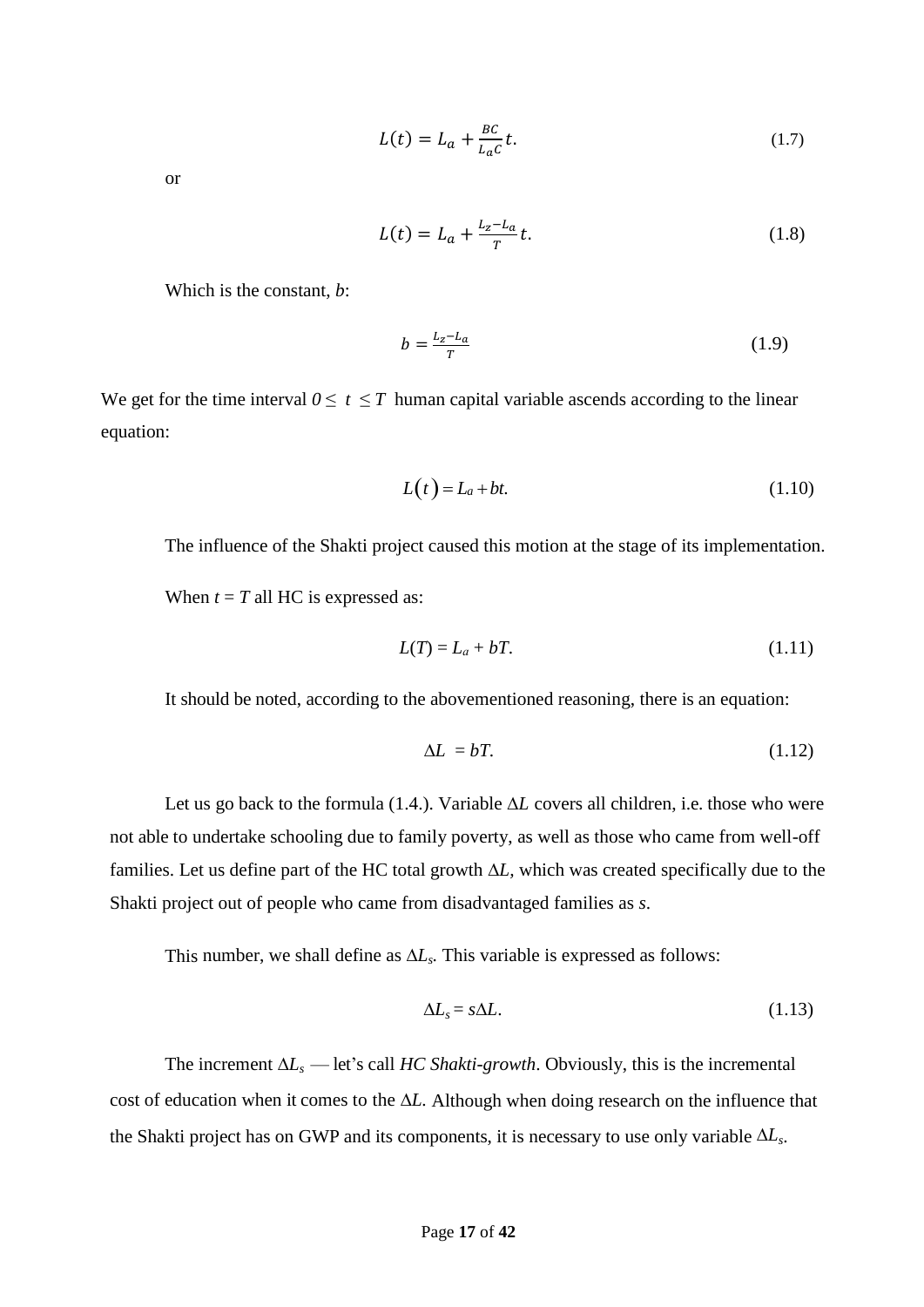$$L(t) = L_a + \frac{BC}{L_a C}t. \tag{1.7}$$

or

$$L(t) = L_a + \frac{L_z - L_a}{T}t. \tag{1.8}$$

Which is the constant, $b$:

$$b = \frac{L_z - L_a}{T} \tag{1.9}$$

We get for the time interval $0 \leq t \leq T$ human capital variable ascends according to the linear equation:

$$L(t) = L_a + bt. \tag{1.10}$$

The influence of the Shakti project caused this motion at the stage of its implementation.

When $t = T$ all HC is expressed as:

$$L(T) = L_a + bT. \tag{1.11}$$

It should be noted, according to the abovementioned reasoning, there is an equation:

$$\Delta L = bT. \tag{1.12}$$

Let us go back to the formula (1.4.). Variable $\Delta L$ covers all children, i.e. those who were not able to undertake schooling due to family poverty, as well as those who came from well-off families. Let us define part of the HC total growth $\Delta L$, which was created specifically due to the Shakti project out of people who came from disadvantaged families as $s$.

This number, we shall define as $\Delta L_s$. This variable is expressed as follows:

$$\Delta L_s = s\Delta L. \tag{1.13}$$

The increment $\Delta L_s$ — let's call *HC Shakti-growth*. Obviously, this is the incremental cost of education when it comes to the $\Delta L$. Although when doing research on the influence that the Shakti project has on GWP and its components, it is necessary to use only variable $\Delta L_s$.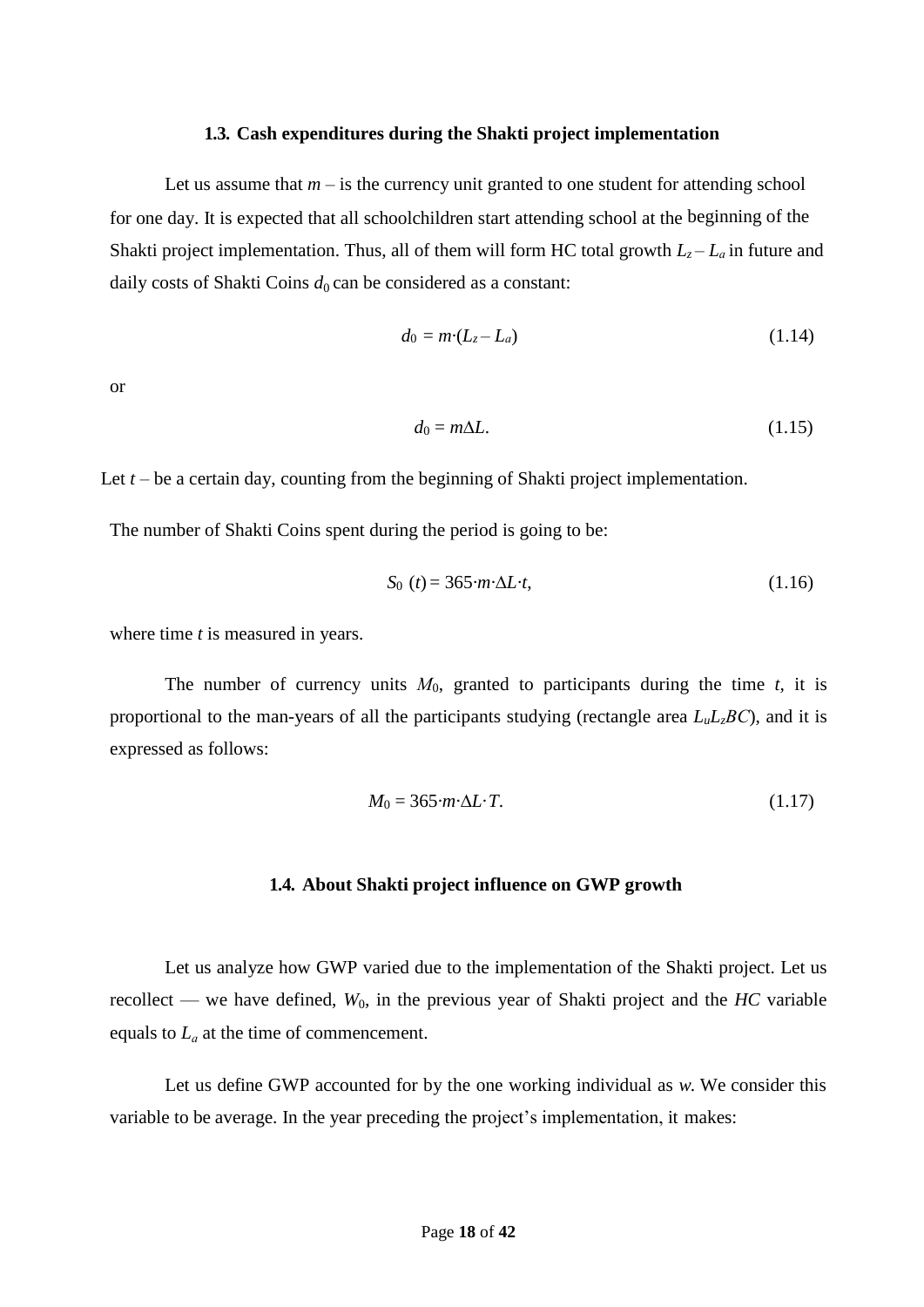### 1.3. Cash expenditures during the Shakti project implementation

Let us assume that $m$ – is the currency unit granted to one student for attending school for one day. It is expected that all schoolchildren start attending school at the beginning of the Shakti project implementation. Thus, all of them will form HC total growth $L_z – L_a$ in future and daily costs of Shakti Coins $d_0$ can be considered as a constant:

$$d_0 = m \cdot (L_z - L_a) \tag{1.14}$$

or

$$d_0 = m\Delta L. \tag{1.15}$$

Let $t$ – be a certain day, counting from the beginning of Shakti project implementation.

The number of Shakti Coins spent during the period is going to be:

$$S_0\ (t) = 365 \cdot m \cdot \Delta L \cdot t, \tag{1.16}$$

where time $t$ is measured in years.

The number of currency units $M_0$, granted to participants during the time $t$, it is proportional to the man-years of all the participants studying (rectangle area $L_uL_zBC$), and it is expressed as follows:

$$M_0 = 365 \cdot m \cdot \Delta L \cdot T. \tag{1.17}$$

### 1.4. About Shakti project influence on GWP growth

Let us analyze how GWP varied due to the implementation of the Shakti project. Let us recollect — we have defined, $W_0$, in the previous year of Shakti project and the *HC* variable equals to $L_a$ at the time of commencement.

Let us define GWP accounted for by the one working individual as $w$. We consider this variable to be average. In the year preceding the project's implementation, it makes: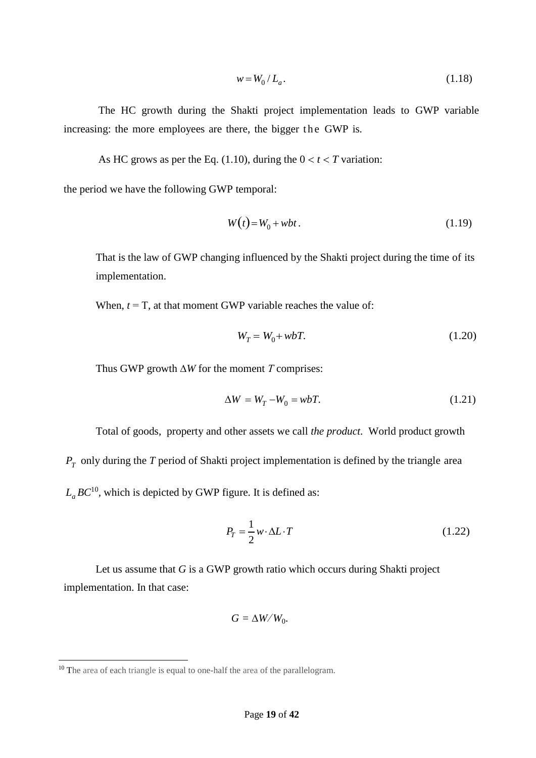$$w = W_0 / L_a. \tag{1.18}$$

The HC growth during the Shakti project implementation leads to GWP variable increasing: the more employees are there, the bigger the GWP is.

As HC grows as per the Eq. (1.10), during the $0 < t < T$ variation:

the period we have the following GWP temporal:

$$W(t) = W_0 + wbt. \tag{1.19}$$

That is the law of GWP changing influenced by the Shakti project during the time of its implementation.

When, $t = T$, at that moment GWP variable reaches the value of:

$$W_T = W_0 + wbT. \tag{1.20}$$

Thus GWP growth $\Delta W$ for the moment $T$ comprises:

$$\Delta W = W_T - W_0 = wbT. \tag{1.21}$$

Total of goods, property and other assets we call *the product*. World product growth $P_T$ only during the $T$ period of Shakti project implementation is defined by the triangle area $L_a BC$[10], which is depicted by GWP figure. It is defined as:

$$P_T = \frac{1}{2} w \cdot \Delta L \cdot T \tag{1.22}$$

Let us assume that $G$ is a GWP growth ratio which occurs during Shakti project implementation. In that case:

$$G = \Delta W / W_0.$$

[10] The area of each triangle is equal to one-half the area of the parallelogram.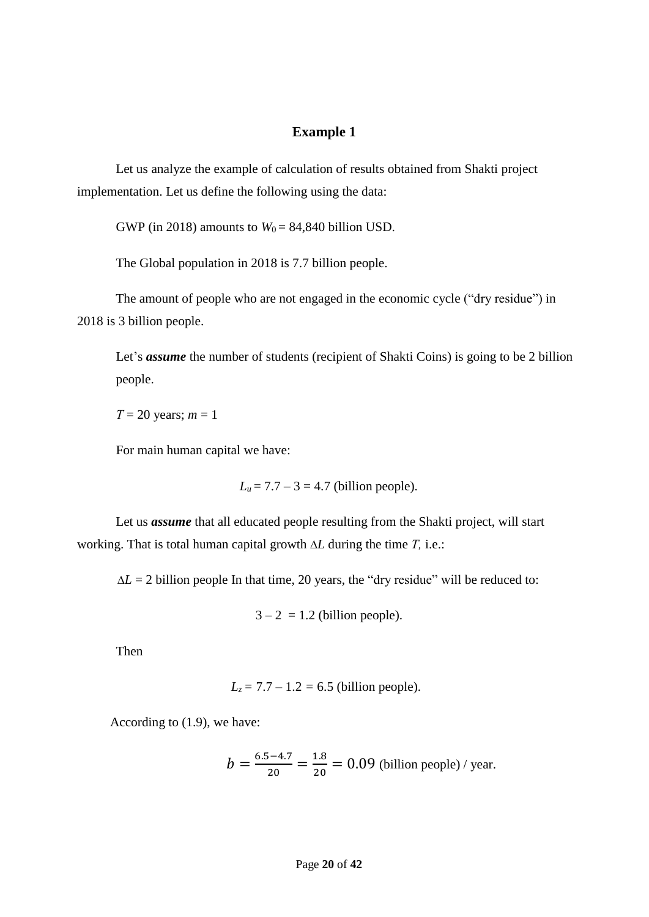# Example 1

Let us analyze the example of calculation of results obtained from Shakti project implementation. Let us define the following using the data:

GWP (in 2018) amounts to $W_0$ = 84,840 billion USD.

The Global population in 2018 is 7.7 billion people.

The amount of people who are not engaged in the economic cycle ("dry residue") in 2018 is 3 billion people.

Let's ***assume*** the number of students (recipient of Shakti Coins) is going to be 2 billion people.

$T$ = 20 years; $m$ = 1

For main human capital we have:

$$L_u = 7.7 - 3 = 4.7 \text{ (billion people).}$$

Let us ***assume*** that all educated people resulting from the Shakti project, will start working. That is total human capital growth $\Delta L$ during the time $T$, i.e.:

$\Delta L$ = 2 billion people In that time, 20 years, the "dry residue" will be reduced to:

$$3 - 2 = 1.2 \text{ (billion people).}$$

Then

$$L_z = 7.7 - 1.2 = 6.5 \text{ (billion people).}$$

According to (1.9), we have:

$$b = \frac{6.5 - 4.7}{20} = \frac{1.8}{20} = 0.09 \text{ (billion people) / year.}$$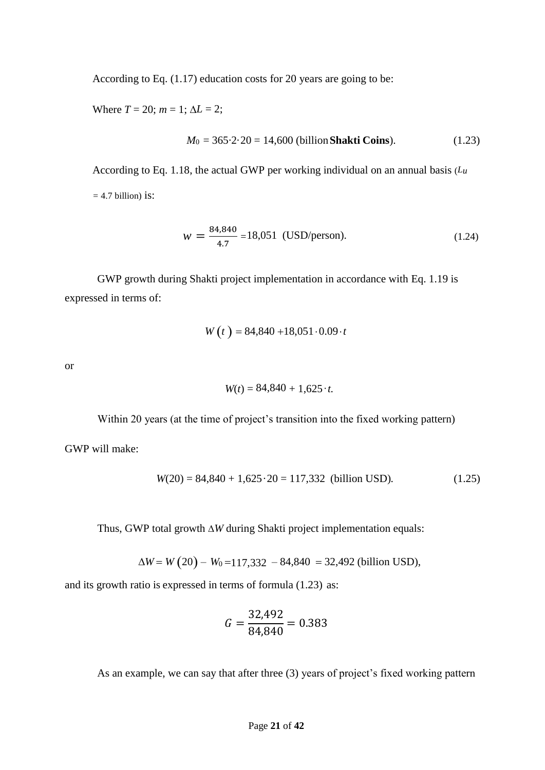According to Eq. (1.17) education costs for 20 years are going to be:

Where $T = 20$; $m = 1$; $\Delta L = 2$;

$$M_0 = 365 \cdot 2 \cdot 20 = 14{,}600 \text{ (billion } \textbf{Shakti Coins}\text{)}. \tag{1.23}$$

According to Eq. 1.18, the actual GWP per working individual on an annual basis ($L_u$ = 4.7 billion) is:

$$w = \frac{84{,}840}{4.7} = 18{,}051 \text{ (USD/person)}. \tag{1.24}$$

GWP growth during Shakti project implementation in accordance with Eq. 1.19 is expressed in terms of:

$$W(t) = 84{,}840 + 18{,}051 \cdot 0.09 \cdot t$$

or

$$W(t) = 84{,}840 + 1{,}625 \cdot t.$$

Within 20 years (at the time of project's transition into the fixed working pattern) GWP will make:

$$W(20) = 84{,}840 + 1{,}625 \cdot 20 = 117{,}332 \text{ (billion USD)}. \tag{1.25}$$

Thus, GWP total growth $\Delta W$ during Shakti project implementation equals:

$$\Delta W = W(20) - W_0 = 117{,}332 - 84{,}840 = 32{,}492 \text{ (billion USD)},$$

and its growth ratio is expressed in terms of formula (1.23) as:

$$G = \frac{32{,}492}{84{,}840} = 0.383$$

As an example, we can say that after three (3) years of project's fixed working pattern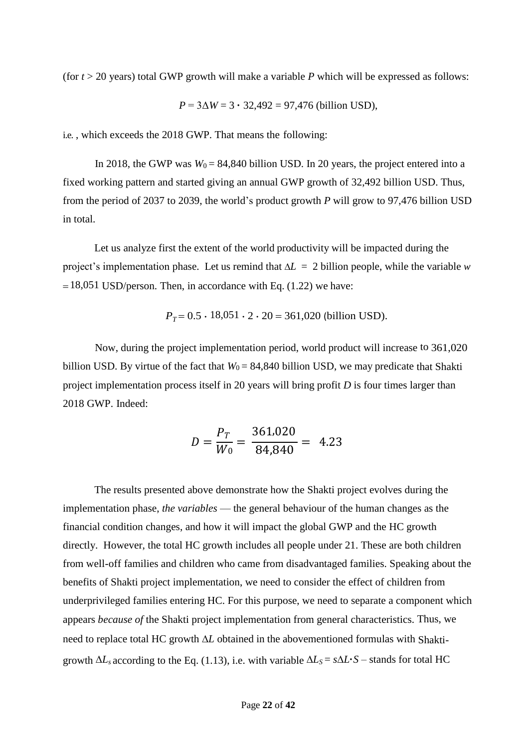(for $t > 20$ years) total GWP growth will make a variable $P$ which will be expressed as follows:

$$P = 3\Delta W = 3 \cdot 32{,}492 = 97{,}476 \text{ (billion USD)},$$

i.e. , which exceeds the 2018 GWP. That means the following:

In 2018, the GWP was $W_0 = 84{,}840$ billion USD. In 20 years, the project entered into a fixed working pattern and started giving an annual GWP growth of 32,492 billion USD. Thus, from the period of 2037 to 2039, the world's product growth $P$ will grow to 97,476 billion USD in total.

Let us analyze first the extent of the world productivity will be impacted during the project's implementation phase. Let us remind that $\Delta L = 2$ billion people, while the variable $w = 18{,}051$ USD/person. Then, in accordance with Eq. (1.22) we have:

$$P_T = 0.5 \cdot 18{,}051 \cdot 2 \cdot 20 = 361{,}020 \text{ (billion USD)}.$$

Now, during the project implementation period, world product will increase to 361,020 billion USD. By virtue of the fact that $W_0 = 84{,}840$ billion USD, we may predicate that Shakti project implementation process itself in 20 years will bring profit $D$ is four times larger than 2018 GWP. Indeed:

$$D = \frac{P_T}{W_0} = \frac{361{,}020}{84{,}840} = 4.23$$

The results presented above demonstrate how the Shakti project evolves during the implementation phase, *the variables* — the general behaviour of the human changes as the financial condition changes, and how it will impact the global GWP and the HC growth directly. However, the total HC growth includes all people under 21. These are both children from well-off families and children who came from disadvantaged families. Speaking about the benefits of Shakti project implementation, we need to consider the effect of children from underprivileged families entering HC. For this purpose, we need to separate a component which appears *because of* the Shakti project implementation from general characteristics. Thus, we need to replace total HC growth $\Delta L$ obtained in the abovementioned formulas with Shakti-growth $\Delta L_s$ according to the Eq. (1.13), i.e. with variable $\Delta L_S = s\Delta L \cdot S$ – stands for total HC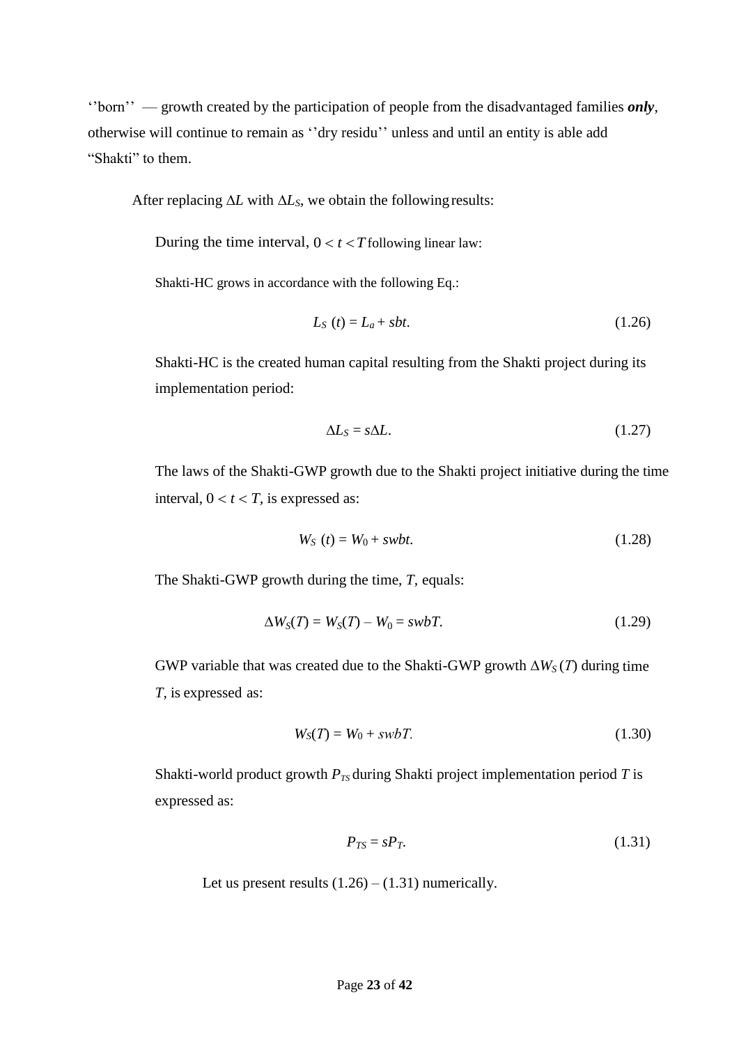''born'' — growth created by the participation of people from the disadvantaged families ***only***, otherwise will continue to remain as ''dry residu'' unless and until an entity is able add "Shakti" to them.

After replacing $\Delta L$ with $\Delta L_S$, we obtain the following results:

During the time interval, $0 < t < T$ following linear law:

Shakti-HC grows in accordance with the following Eq.:

$$L_S\ (t) = L_a + sbt. \tag{1.26}$$

Shakti-HC is the created human capital resulting from the Shakti project during its implementation period:

$$\Delta L_S = s\Delta L. \tag{1.27}$$

The laws of the Shakti-GWP growth due to the Shakti project initiative during the time interval, $0 < t < T$, is expressed as:

$$W_S\ (t) = W_0 + swbt. \tag{1.28}$$

The Shakti-GWP growth during the time, $T$, equals:

$$\Delta W_S(T) = W_S(T) - W_0 = swbT. \tag{1.29}$$

GWP variable that was created due to the Shakti-GWP growth $\Delta W_S\,(T)$ during time $T$, is expressed as:

$$W_S(T) = W_0 + swbT. \tag{1.30}$$

Shakti-world product growth $P_{TS}$ during Shakti project implementation period $T$ is expressed as:

$$P_{TS} = sP_T. \tag{1.31}$$

Let us present results (1.26) – (1.31) numerically.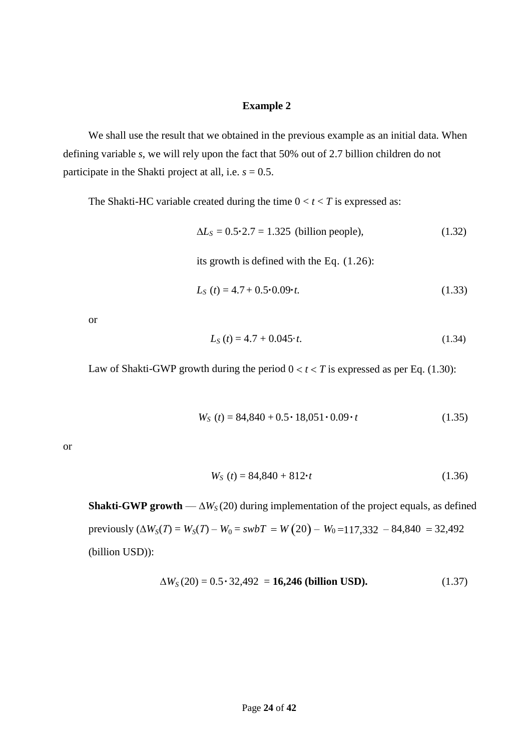### Example 2

We shall use the result that we obtained in the previous example as an initial data. When defining variable $s$, we will rely upon the fact that 50% out of 2.7 billion children do not participate in the Shakti project at all, i.e. $s = 0.5$.

The Shakti-HC variable created during the time $0 < t < T$ is expressed as:

$$\Delta L_S = 0.5 \cdot 2.7 = 1.325 \text{ (billion people),} \tag{1.32}$$

its growth is defined with the Eq. (1.26):

$$L_S\ (t) = 4.7 + 0.5 \cdot 0.09 \cdot t. \tag{1.33}$$

or

$$L_S\ (t) = 4.7 + 0.045 \cdot t. \tag{1.34}$$

Law of Shakti-GWP growth during the period $0 < t < T$ is expressed as per Eq. (1.30):

$$W_S\ (t) = 84{,}840 + 0.5 \cdot 18{,}051 \cdot 0.09 \cdot t \tag{1.35}$$

or

$$W_S\ (t) = 84{,}840 + 812 \cdot t \tag{1.36}$$

**Shakti-GWP growth** — $\Delta W_S(20)$ during implementation of the project equals, as defined previously ($\Delta W_S(T) = W_S(T) - W_0 = swbT = W(20) - W_0 = 117{,}332 - 84{,}840 = 32{,}492$ (billion USD)):

$$\Delta W_S(20) = 0.5 \cdot 32{,}492 = \mathbf{16{,}246\ (billion\ USD).} \tag{1.37}$$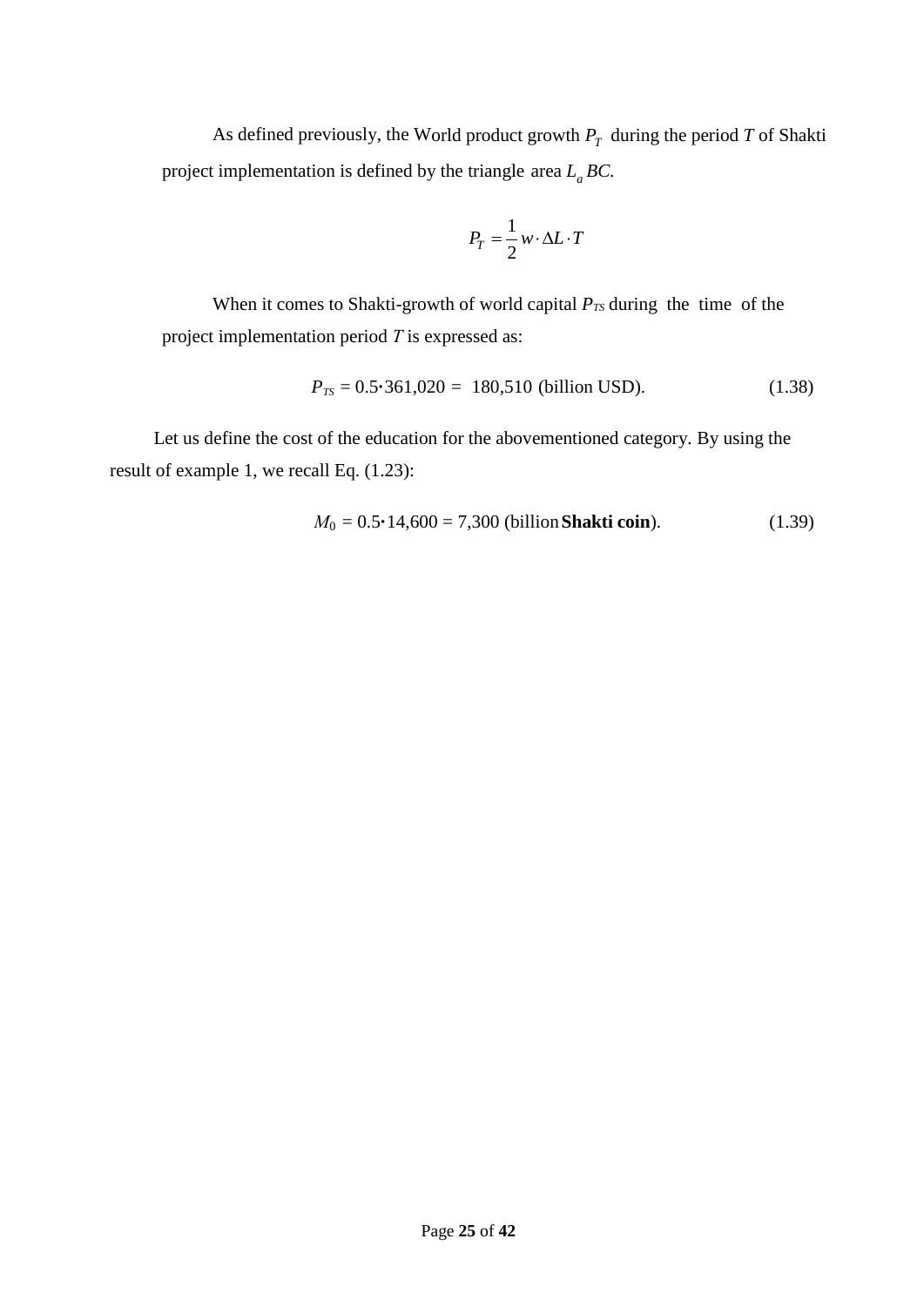As defined previously, the World product growth $P_T$ during the period $T$ of Shakti project implementation is defined by the triangle area $L_a BC$.

$$P_T = \frac{1}{2} w \cdot \Delta L \cdot T$$

When it comes to Shakti-growth of world capital $P_{TS}$ during the time of the project implementation period $T$ is expressed as:

$$P_{TS} = 0.5 \cdot 361{,}020 = 180{,}510 \text{ (billion USD).} \tag{1.38}$$

Let us define the cost of the education for the abovementioned category. By using the result of example 1, we recall Eq. (1.23):

$$M_0 = 0.5 \cdot 14{,}600 = 7{,}300 \text{ (billion } \textbf{Shakti coin}\text{).} \tag{1.39}$$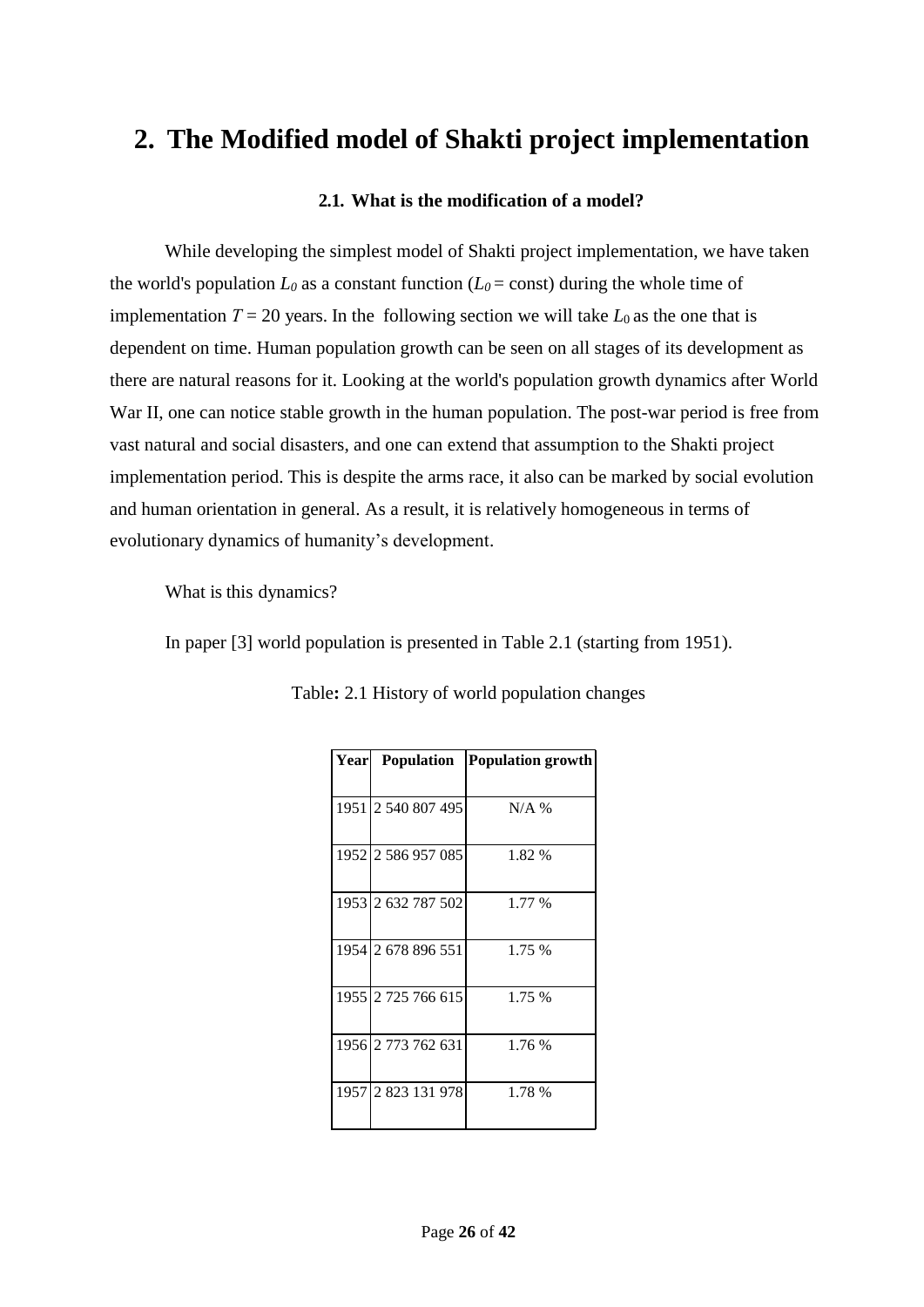# 2. The Modified model of Shakti project implementation

### 2.1. What is the modification of a model?

While developing the simplest model of Shakti project implementation, we have taken the world's population $L_0$ as a constant function ($L_0$ = const) during the whole time of implementation $T$ = 20 years. In the following section we will take $L_0$ as the one that is dependent on time. Human population growth can be seen on all stages of its development as there are natural reasons for it. Looking at the world's population growth dynamics after World War II, one can notice stable growth in the human population. The post-war period is free from vast natural and social disasters, and one can extend that assumption to the Shakti project implementation period. This is despite the arms race, it also can be marked by social evolution and human orientation in general. As a result, it is relatively homogeneous in terms of evolutionary dynamics of humanity's development.

What is this dynamics?

In paper [3] world population is presented in Table 2.1 (starting from 1951).

Table**:** 2.1 History of world population changes

| Year | Population | Population growth |
|---|---|---|
| 1951 | 2 540 807 495 | N/A % |
| 1952 | 2 586 957 085 | 1.82 % |
| 1953 | 2 632 787 502 | 1.77 % |
| 1954 | 2 678 896 551 | 1.75 % |
| 1955 | 2 725 766 615 | 1.75 % |
| 1956 | 2 773 762 631 | 1.76 % |
| 1957 | 2 823 131 978 | 1.78 % |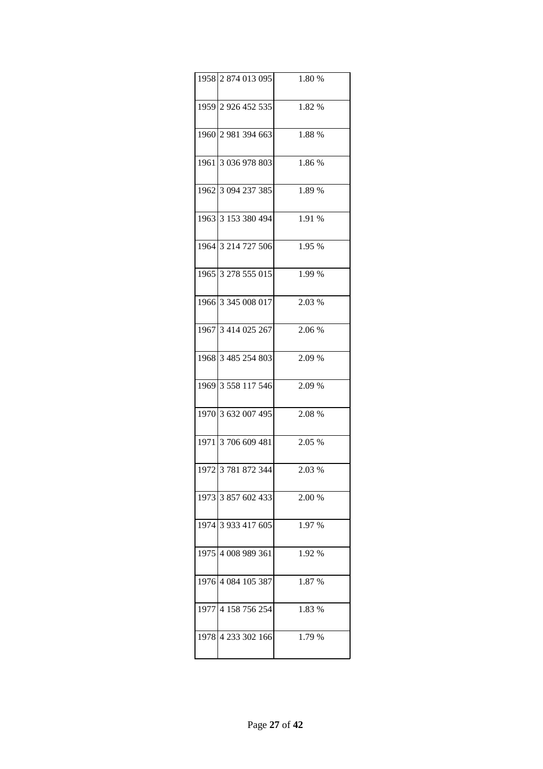| 1958 | 2 874 013 095 | 1.80 % |
|---|---|---|
| 1959 | 2 926 452 535 | 1.82 % |
| 1960 | 2 981 394 663 | 1.88 % |
| 1961 | 3 036 978 803 | 1.86 % |
| 1962 | 3 094 237 385 | 1.89 % |
| 1963 | 3 153 380 494 | 1.91 % |
| 1964 | 3 214 727 506 | 1.95 % |
| 1965 | 3 278 555 015 | 1.99 % |
| 1966 | 3 345 008 017 | 2.03 % |
| 1967 | 3 414 025 267 | 2.06 % |
| 1968 | 3 485 254 803 | 2.09 % |
| 1969 | 3 558 117 546 | 2.09 % |
| 1970 | 3 632 007 495 | 2.08 % |
| 1971 | 3 706 609 481 | 2.05 % |
| 1972 | 3 781 872 344 | 2.03 % |
| 1973 | 3 857 602 433 | 2.00 % |
| 1974 | 3 933 417 605 | 1.97 % |
| 1975 | 4 008 989 361 | 1.92 % |
| 1976 | 4 084 105 387 | 1.87 % |
| 1977 | 4 158 756 254 | 1.83 % |
| 1978 | 4 233 302 166 | 1.79 % |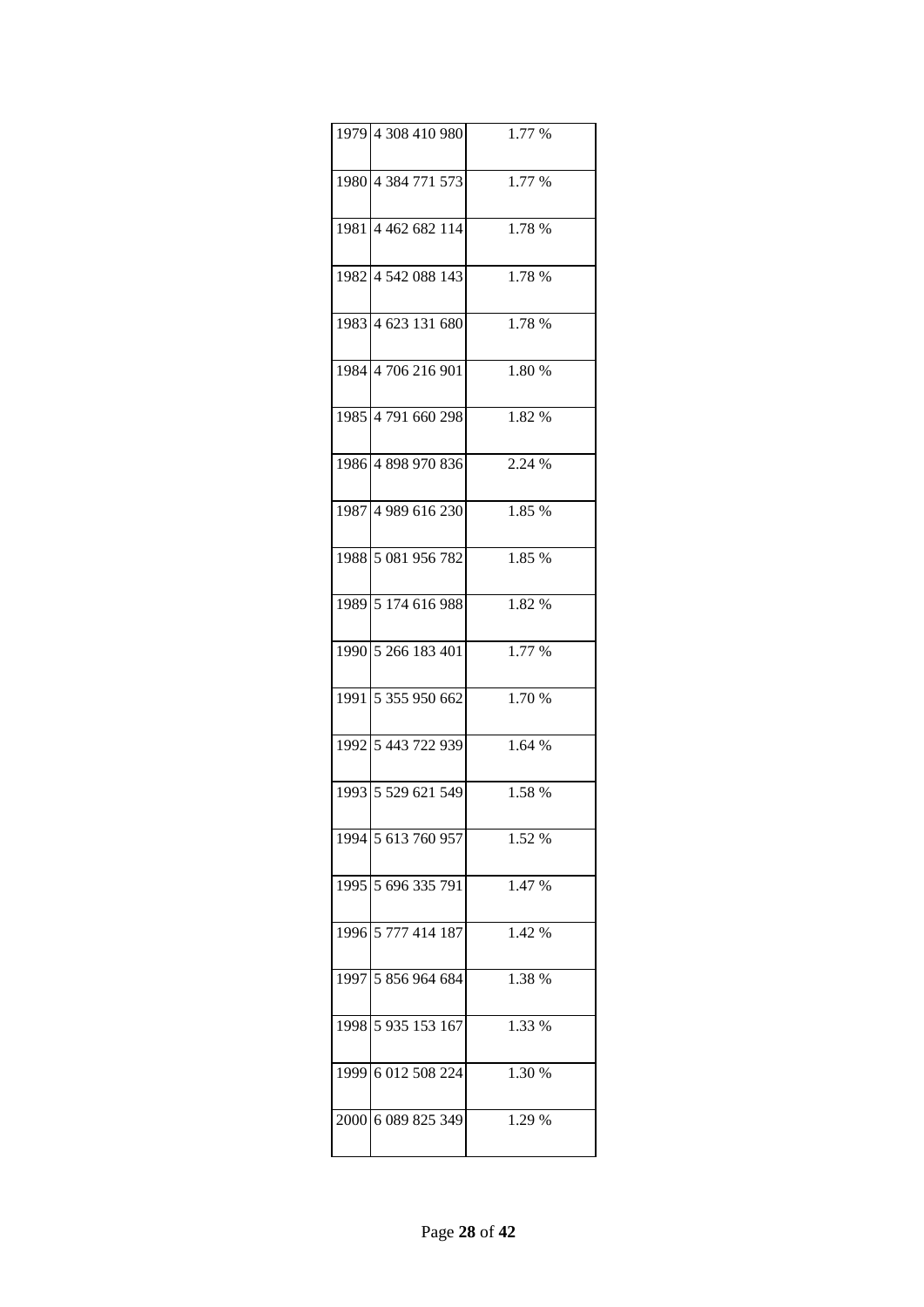| | | |
|---|---|---|
| 1979 | 4 308 410 980 | 1.77 % |
| 1980 | 4 384 771 573 | 1.77 % |
| 1981 | 4 462 682 114 | 1.78 % |
| 1982 | 4 542 088 143 | 1.78 % |
| 1983 | 4 623 131 680 | 1.78 % |
| 1984 | 4 706 216 901 | 1.80 % |
| 1985 | 4 791 660 298 | 1.82 % |
| 1986 | 4 898 970 836 | 2.24 % |
| 1987 | 4 989 616 230 | 1.85 % |
| 1988 | 5 081 956 782 | 1.85 % |
| 1989 | 5 174 616 988 | 1.82 % |
| 1990 | 5 266 183 401 | 1.77 % |
| 1991 | 5 355 950 662 | 1.70 % |
| 1992 | 5 443 722 939 | 1.64 % |
| 1993 | 5 529 621 549 | 1.58 % |
| 1994 | 5 613 760 957 | 1.52 % |
| 1995 | 5 696 335 791 | 1.47 % |
| 1996 | 5 777 414 187 | 1.42 % |
| 1997 | 5 856 964 684 | 1.38 % |
| 1998 | 5 935 153 167 | 1.33 % |
| 1999 | 6 012 508 224 | 1.30 % |
| 2000 | 6 089 825 349 | 1.29 % |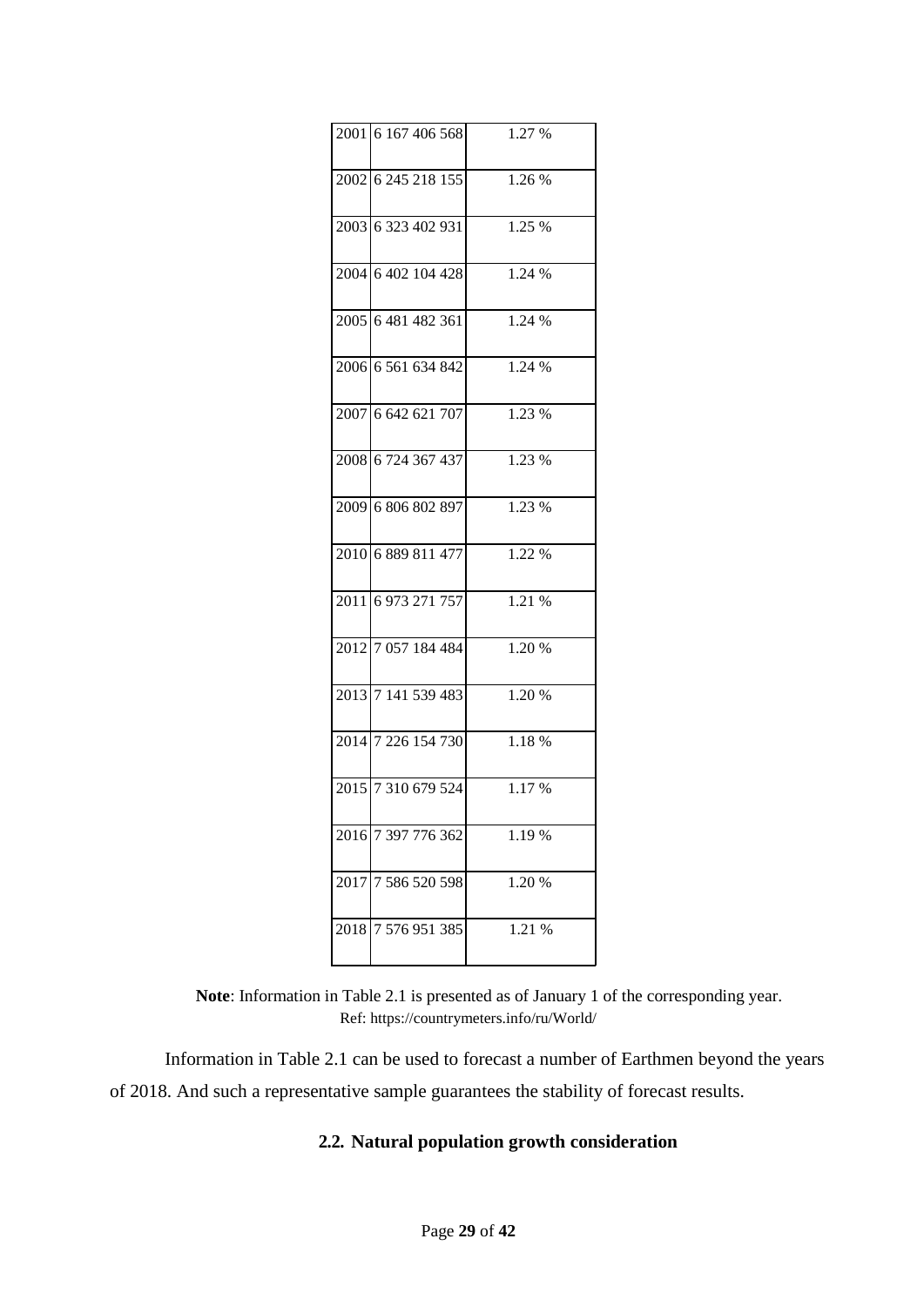| 2001 | 6 167 406 568 | 1.27 % |
|---|---|---|
| 2002 | 6 245 218 155 | 1.26 % |
| 2003 | 6 323 402 931 | 1.25 % |
| 2004 | 6 402 104 428 | 1.24 % |
| 2005 | 6 481 482 361 | 1.24 % |
| 2006 | 6 561 634 842 | 1.24 % |
| 2007 | 6 642 621 707 | 1.23 % |
| 2008 | 6 724 367 437 | 1.23 % |
| 2009 | 6 806 802 897 | 1.23 % |
| 2010 | 6 889 811 477 | 1.22 % |
| 2011 | 6 973 271 757 | 1.21 % |
| 2012 | 7 057 184 484 | 1.20 % |
| 2013 | 7 141 539 483 | 1.20 % |
| 2014 | 7 226 154 730 | 1.18 % |
| 2015 | 7 310 679 524 | 1.17 % |
| 2016 | 7 397 776 362 | 1.19 % |
| 2017 | 7 586 520 598 | 1.20 % |
| 2018 | 7 576 951 385 | 1.21 % |

**Note**: Information in Table 2.1 is presented as of January 1 of the corresponding year.
Ref: https://countrymeters.info/ru/World/

Information in Table 2.1 can be used to forecast a number of Earthmen beyond the years of 2018. And such a representative sample guarantees the stability of forecast results.

### 2.2. Natural population growth consideration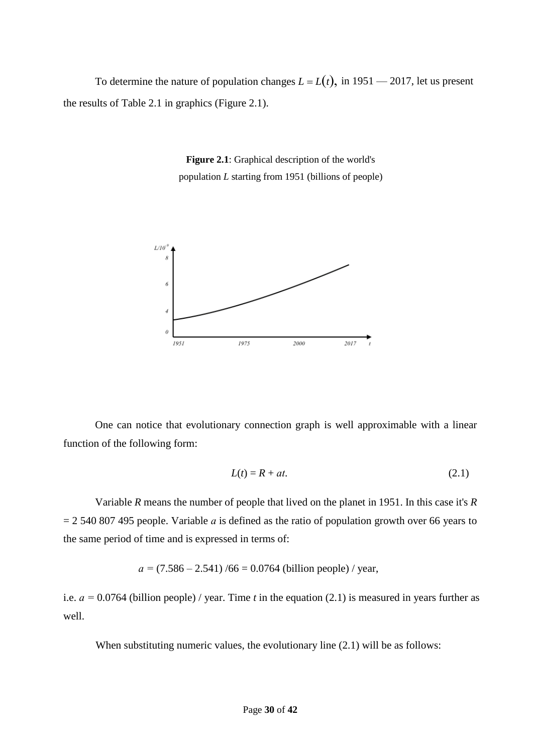To determine the nature of population changes $L = L(t)$, in 1951 — 2017, let us present the results of Table 2.1 in graphics (Figure 2.1).

**Figure 2.1**: Graphical description of the world's population $L$ starting from 1951 (billions of people)

One can notice that evolutionary connection graph is well approximable with a linear function of the following form:

$$L(t) = R + at. \qquad (2.1)$$

Variable $R$ means the number of people that lived on the planet in 1951. In this case it's $R$ = 2 540 807 495 people. Variable $a$ is defined as the ratio of population growth over 66 years to the same period of time and is expressed in terms of:

$$a = (7.586 – 2.541) /66 = 0.0764 \text{ (billion people) / year},$$

i.e. $a$ = 0.0764 (billion people) / year. Time $t$ in the equation (2.1) is measured in years further as well.

When substituting numeric values, the evolutionary line (2.1) will be as follows: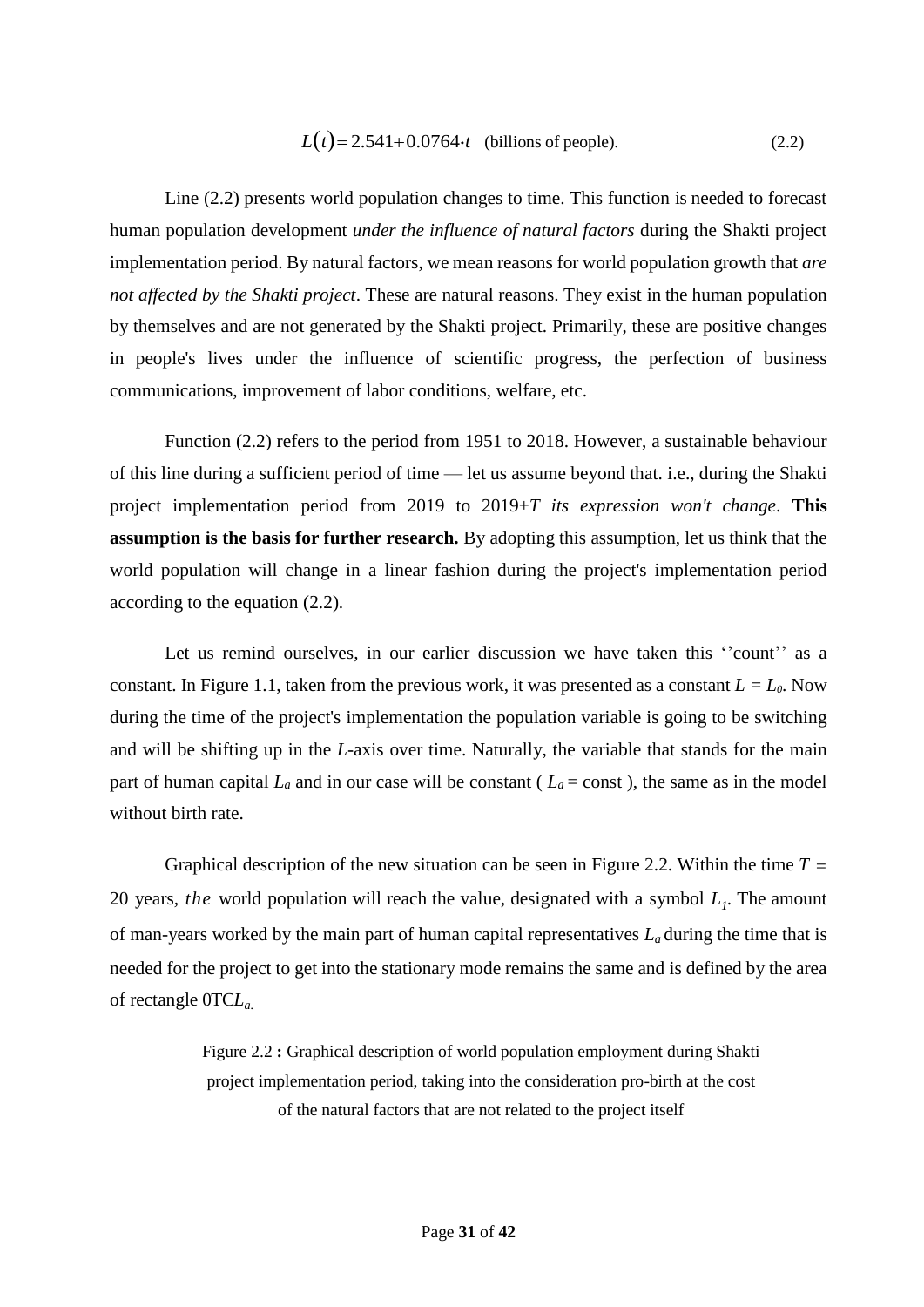$$L(t) = 2.541 + 0.0764 \cdot t \quad \text{(billions of people).} \tag{2.2}$$

Line (2.2) presents world population changes to time. This function is needed to forecast human population development *under the influence of natural factors* during the Shakti project implementation period. By natural factors, we mean reasons for world population growth that *are not affected by the Shakti project*. These are natural reasons. They exist in the human population by themselves and are not generated by the Shakti project. Primarily, these are positive changes in people's lives under the influence of scientific progress, the perfection of business communications, improvement of labor conditions, welfare, etc.

Function (2.2) refers to the period from 1951 to 2018. However, a sustainable behaviour of this line during a sufficient period of time — let us assume beyond that. i.e., during the Shakti project implementation period from 2019 to 2019+*T its expression won't change*. **This assumption is the basis for further research.** By adopting this assumption, let us think that the world population will change in a linear fashion during the project's implementation period according to the equation (2.2).

Let us remind ourselves, in our earlier discussion we have taken this ''count'' as a constant. In Figure 1.1, taken from the previous work, it was presented as a constant $L = L_0$. Now during the time of the project's implementation the population variable is going to be switching and will be shifting up in the $L$-axis over time. Naturally, the variable that stands for the main part of human capital $L_a$ and in our case will be constant ( $L_a$ = const ), the same as in the model without birth rate.

Graphical description of the new situation can be seen in Figure 2.2. Within the time $T$ = 20 years, *the* world population will reach the value, designated with a symbol $L_1$. The amount of man-years worked by the main part of human capital representatives $L_a$ during the time that is needed for the project to get into the stationary mode remains the same and is defined by the area of rectangle $0TCL_a$.

Figure 2.2 **:** Graphical description of world population employment during Shakti project implementation period, taking into the consideration pro-birth at the cost of the natural factors that are not related to the project itself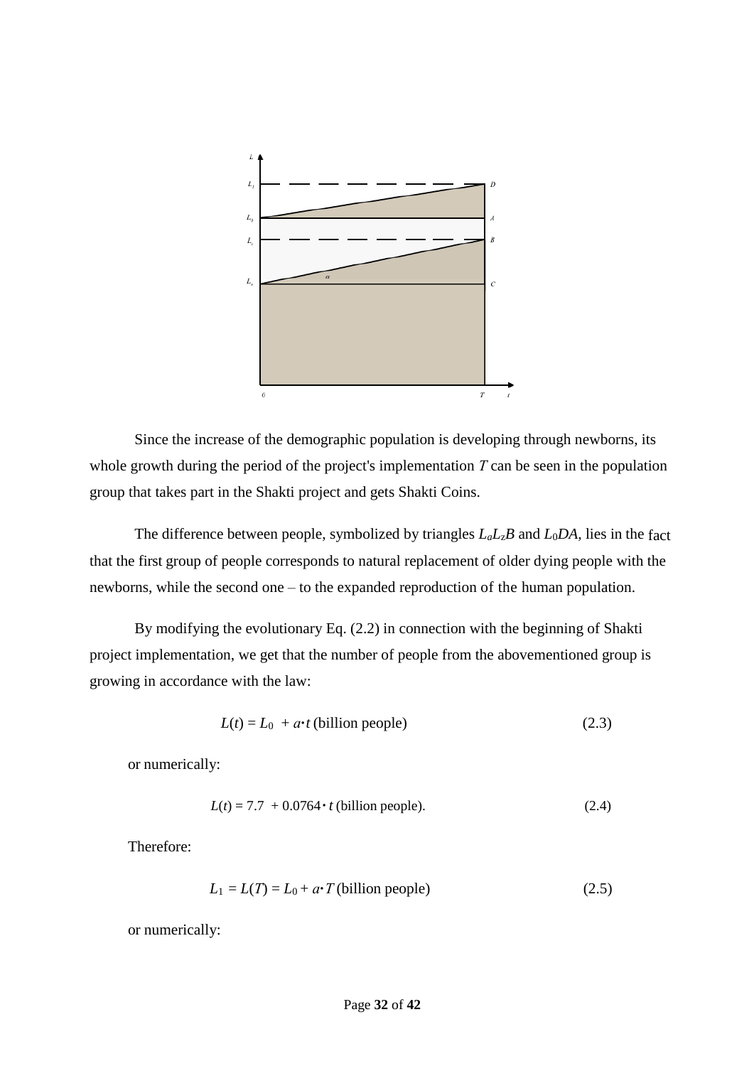Since the increase of the demographic population is developing through newborns, its whole growth during the period of the project's implementation $T$ can be seen in the population group that takes part in the Shakti project and gets Shakti Coins.

The difference between people, symbolized by triangles $L_a L_z B$ and $L_0 DA$, lies in the fact that the first group of people corresponds to natural replacement of older dying people with the newborns, while the second one – to the expanded reproduction of the human population.

By modifying the evolutionary Eq. (2.2) in connection with the beginning of Shakti project implementation, we get that the number of people from the abovementioned group is growing in accordance with the law:

$$L(t) = L_0 + a \cdot t \text{ (billion people)} \tag{2.3}$$

or numerically:

$$L(t) = 7.7 + 0.0764 \cdot t \text{ (billion people).} \tag{2.4}$$

Therefore:

$$L_1 = L(T) = L_0 + a \cdot T \text{ (billion people)} \tag{2.5}$$

or numerically: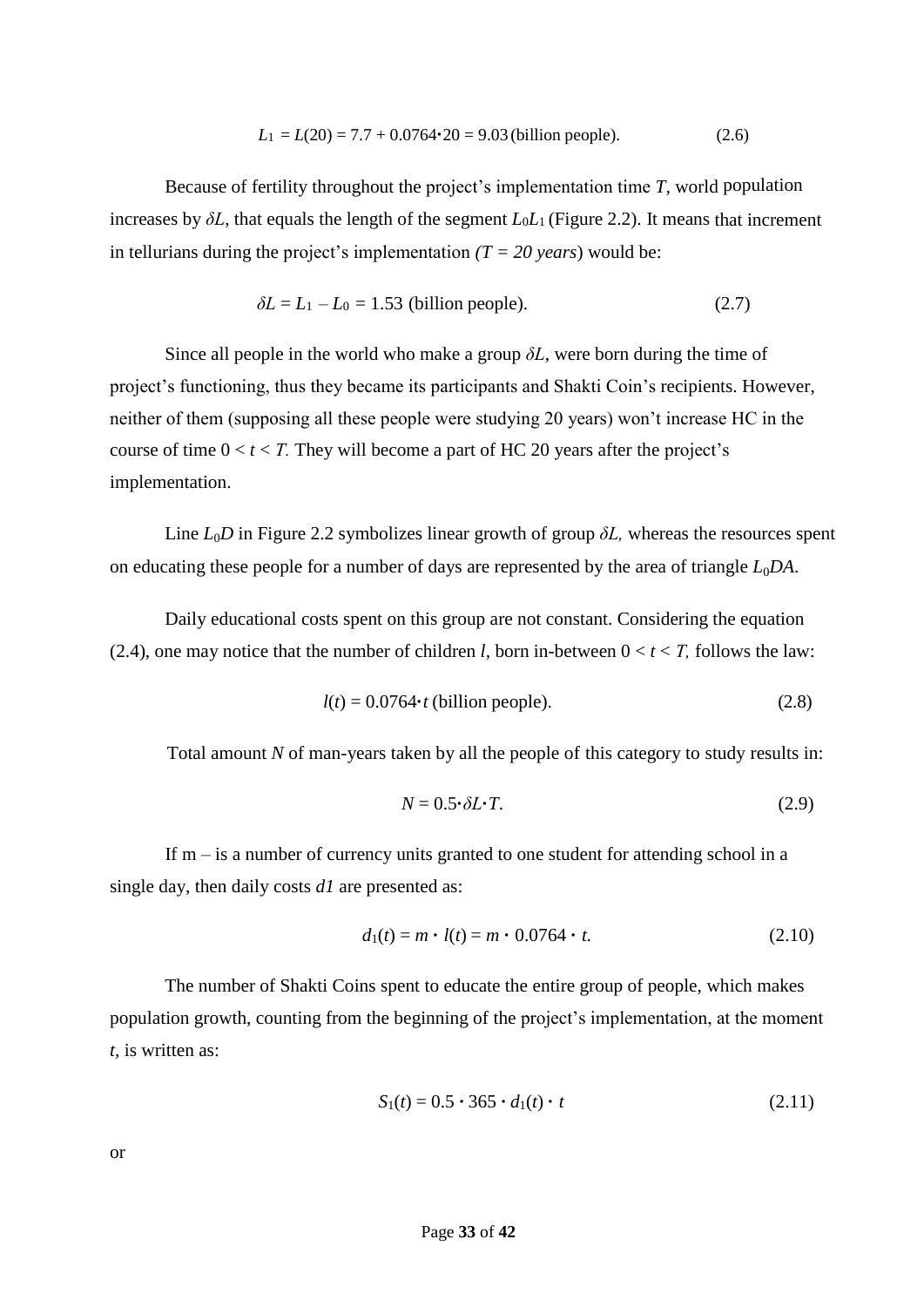$$L_1 = L(20) = 7.7 + 0.0764 \cdot 20 = 9.03 \text{ (billion people).} \tag{2.6}$$

Because of fertility throughout the project's implementation time $T$, world population increases by $\delta L$, that equals the length of the segment $L_0L_1$ (Figure 2.2). It means that increment in tellurians during the project's implementation *(T = 20 years*) would be:

$$\delta L = L_1 - L_0 = 1.53 \text{ (billion people).} \tag{2.7}$$

Since all people in the world who make a group $\delta L$, were born during the time of project's functioning, thus they became its participants and Shakti Coin's recipients. However, neither of them (supposing all these people were studying 20 years) won't increase HC in the course of time $0 < t < T$. They will become a part of HC 20 years after the project's implementation.

Line $L_0D$ in Figure 2.2 symbolizes linear growth of group $\delta L$, whereas the resources spent on educating these people for a number of days are represented by the area of triangle $L_0DA$.

Daily educational costs spent on this group are not constant. Considering the equation (2.4), one may notice that the number of children $l$, born in-between $0 < t < T$, follows the law:

$$l(t) = 0.0764 \cdot t \text{ (billion people).} \tag{2.8}$$

Total amount $N$ of man-years taken by all the people of this category to study results in:

$$N = 0.5 \cdot \delta L \cdot T. \tag{2.9}$$

If m – is a number of currency units granted to one student for attending school in a single day, then daily costs *d1* are presented as:

$$d_1(t) = m \cdot l(t) = m \cdot 0.0764 \cdot t. \tag{2.10}$$

The number of Shakti Coins spent to educate the entire group of people, which makes population growth, counting from the beginning of the project's implementation, at the moment $t$, is written as:

$$S_1(t) = 0.5 \cdot 365 \cdot d_1(t) \cdot t \tag{2.11}$$

or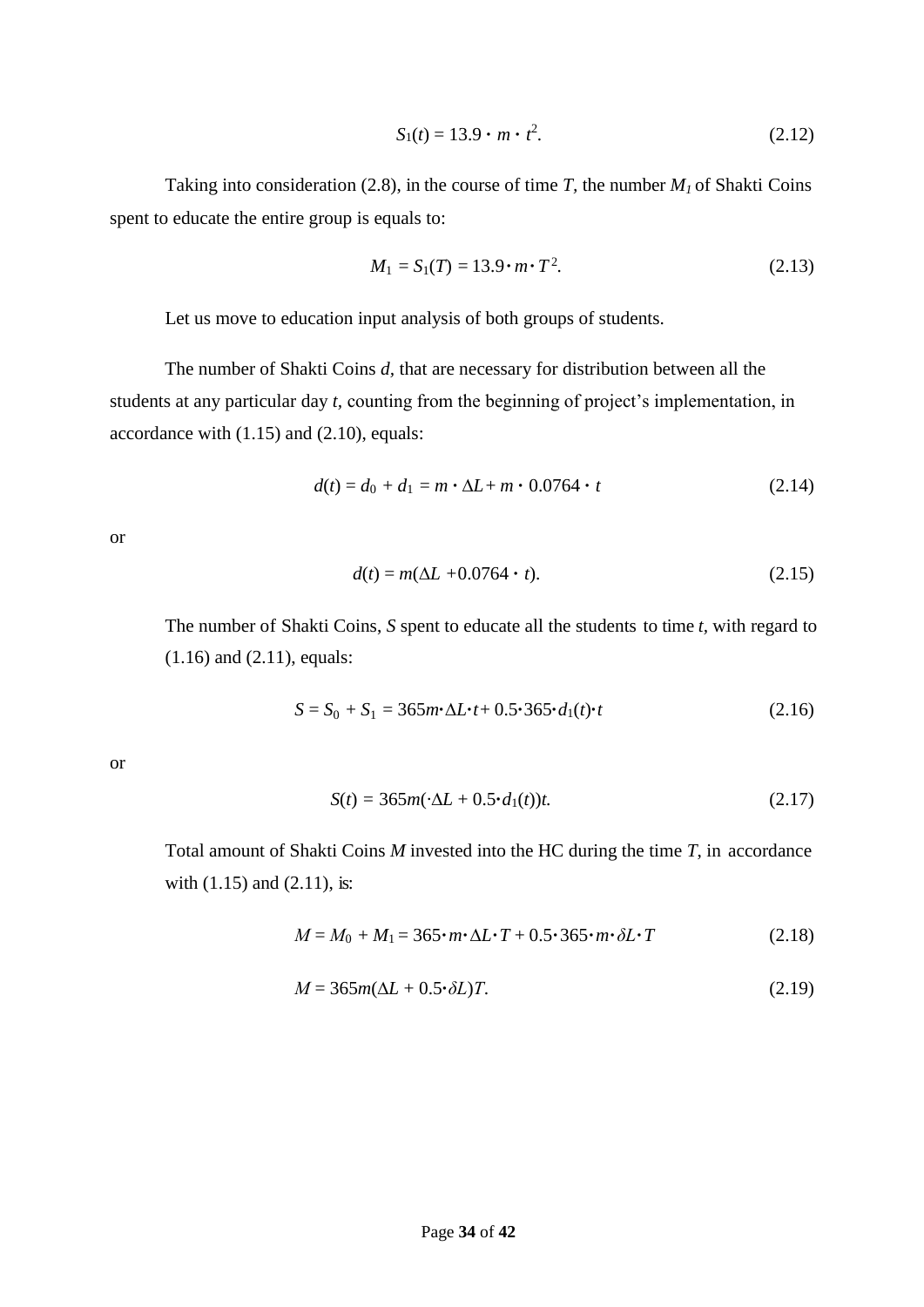$$S_1(t) = 13.9 \cdot m \cdot t^2. \tag{2.12}$$

Taking into consideration (2.8), in the course of time $T$, the number $M_1$ of Shakti Coins spent to educate the entire group is equals to:

$$M_1 = S_1(T) = 13.9 \cdot m \cdot T^2. \tag{2.13}$$

Let us move to education input analysis of both groups of students.

The number of Shakti Coins $d$, that are necessary for distribution between all the students at any particular day $t$, counting from the beginning of project's implementation, in accordance with (1.15) and (2.10), equals:

$$d(t) = d_0 + d_1 = m \cdot \Delta L + m \cdot 0.0764 \cdot t \tag{2.14}$$

or

$$d(t) = m(\Delta L + 0.0764 \cdot t). \tag{2.15}$$

The number of Shakti Coins, $S$ spent to educate all the students to time $t$, with regard to (1.16) and (2.11), equals:

$$S = S_0 + S_1 = 365m \cdot \Delta L \cdot t + 0.5 \cdot 365 \cdot d_1(t) \cdot t \tag{2.16}$$

or

$$S(t) = 365m(\cdot \Delta L + 0.5 \cdot d_1(t))t. \tag{2.17}$$

Total amount of Shakti Coins $M$ invested into the HC during the time $T$, in accordance with (1.15) and (2.11), is:

$$M = M_0 + M_1 = 365 \cdot m \cdot \Delta L \cdot T + 0.5 \cdot 365 \cdot m \cdot \delta L \cdot T \tag{2.18}$$

$$M = 365m(\Delta L + 0.5 \cdot \delta L)T. \tag{2.19}$$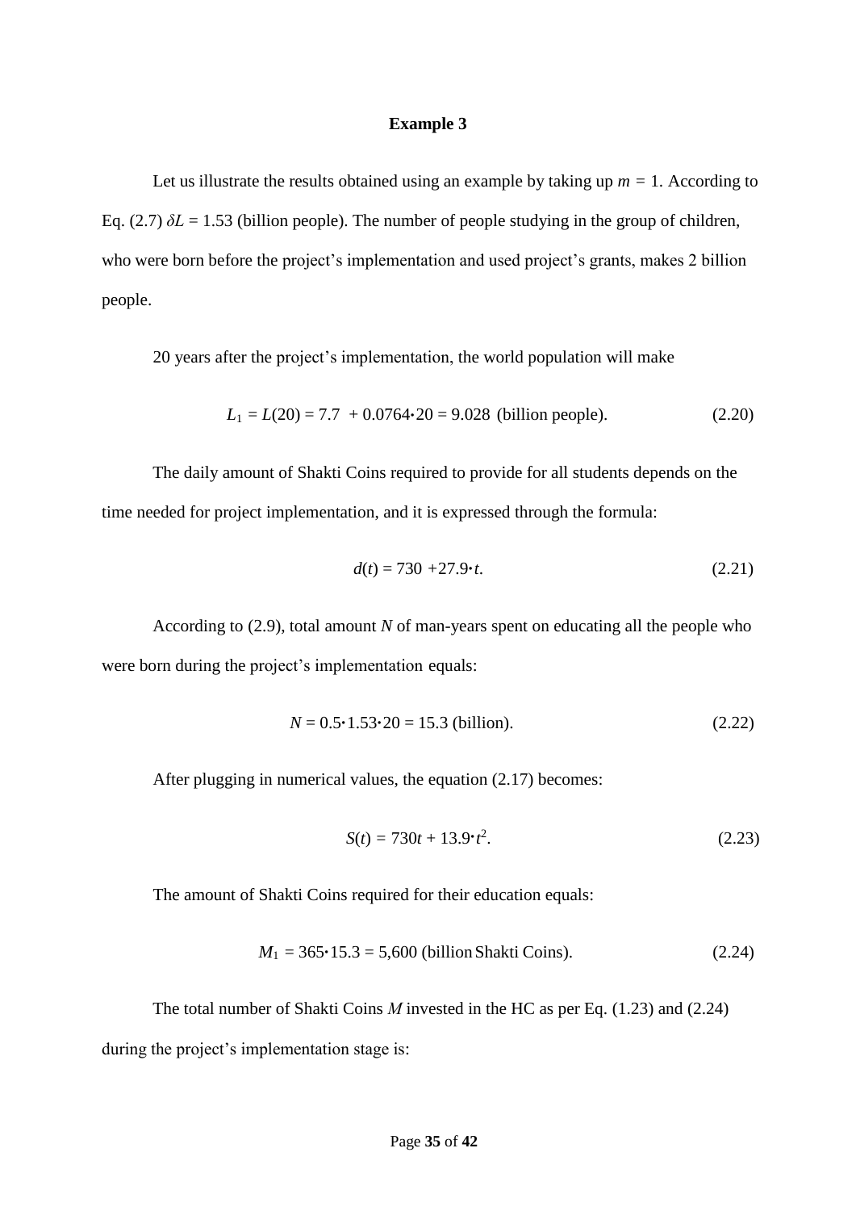### Example 3

Let us illustrate the results obtained using an example by taking up $m = 1$. According to Eq. (2.7) $\delta L = 1.53$ (billion people). The number of people studying in the group of children, who were born before the project's implementation and used project's grants, makes 2 billion people.

20 years after the project's implementation, the world population will make

$$L_1 = L(20) = 7.7 + 0.0764 \cdot 20 = 9.028 \text{ (billion people).} \tag{2.20}$$

The daily amount of Shakti Coins required to provide for all students depends on the time needed for project implementation, and it is expressed through the formula:

$$d(t) = 730 + 27.9 \cdot t. \tag{2.21}$$

According to (2.9), total amount $N$ of man-years spent on educating all the people who were born during the project's implementation equals:

$$N = 0.5 \cdot 1.53 \cdot 20 = 15.3 \text{ (billion).} \tag{2.22}$$

After plugging in numerical values, the equation (2.17) becomes:

$$S(t) = 730t + 13.9 \cdot t^2. \tag{2.23}$$

The amount of Shakti Coins required for their education equals:

$$M_1 = 365 \cdot 15.3 = 5{,}600 \text{ (billion Shakti Coins).} \tag{2.24}$$

The total number of Shakti Coins $M$ invested in the HC as per Eq. (1.23) and (2.24) during the project's implementation stage is: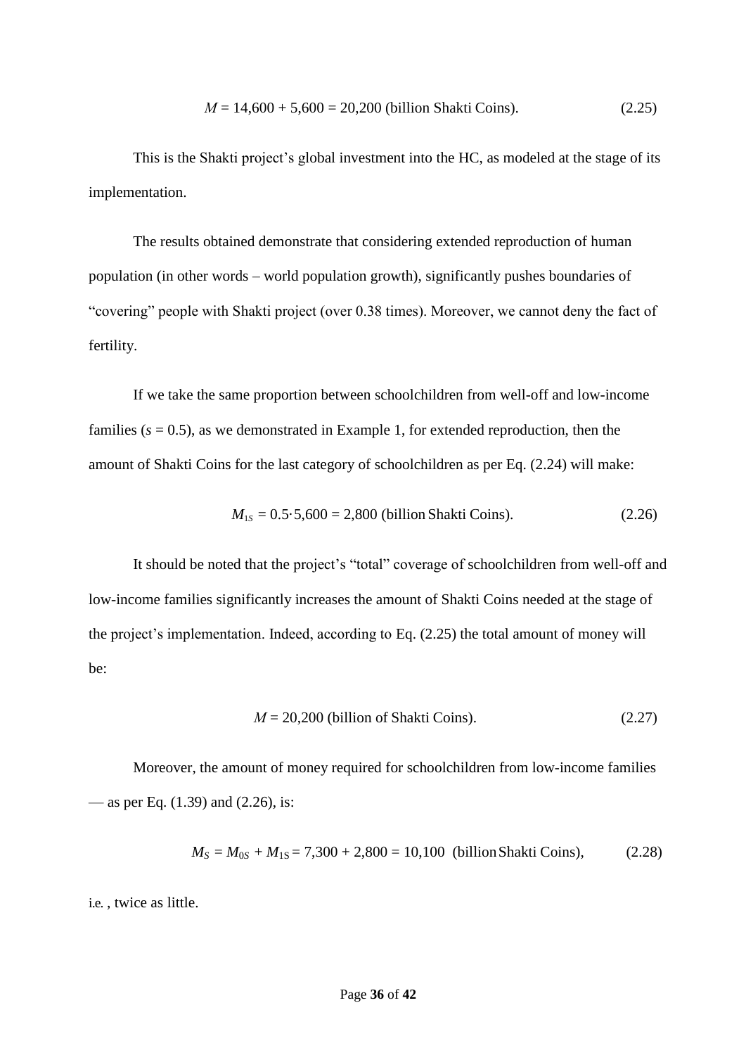$$M = 14{,}600 + 5{,}600 = 20{,}200 \text{ (billion Shakti Coins).} \tag{2.25}$$

This is the Shakti project's global investment into the HC, as modeled at the stage of its implementation.

The results obtained demonstrate that considering extended reproduction of human population (in other words – world population growth), significantly pushes boundaries of "covering" people with Shakti project (over 0.38 times). Moreover, we cannot deny the fact of fertility.

If we take the same proportion between schoolchildren from well-off and low-income families ($s = 0.5$), as we demonstrated in Example 1, for extended reproduction, then the amount of Shakti Coins for the last category of schoolchildren as per Eq. (2.24) will make:

$$M_{1S} = 0.5 \cdot 5{,}600 = 2{,}800 \text{ (billion Shakti Coins).} \tag{2.26}$$

It should be noted that the project's "total" coverage of schoolchildren from well-off and low-income families significantly increases the amount of Shakti Coins needed at the stage of the project's implementation. Indeed, according to Eq. (2.25) the total amount of money will be:

$$M = 20{,}200 \text{ (billion of Shakti Coins).} \tag{2.27}$$

Moreover, the amount of money required for schoolchildren from low-income families — as per Eq. (1.39) and (2.26), is:

$$M_S = M_{0S} + M_{1S} = 7{,}300 + 2{,}800 = 10{,}100 \text{ (billion Shakti Coins),} \tag{2.28}$$

i.e. , twice as little.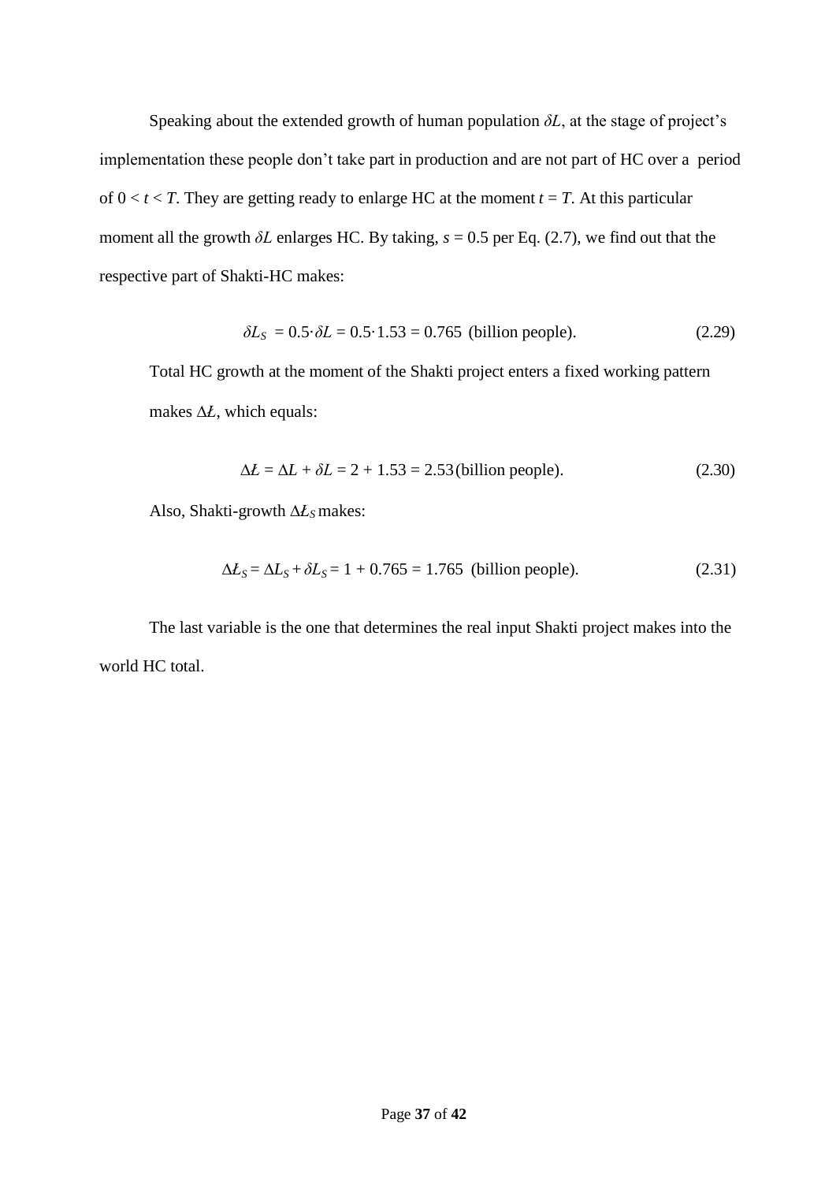Speaking about the extended growth of human population $\delta L$, at the stage of project's implementation these people don't take part in production and are not part of HC over a period of $0 < t < T$. They are getting ready to enlarge HC at the moment $t = T$. At this particular moment all the growth $\delta L$ enlarges HC. By taking, $s = 0.5$ per Eq. (2.7), we find out that the respective part of Shakti-HC makes:

$$\delta L_S = 0.5 \cdot \delta L = 0.5 \cdot 1.53 = 0.765 \text{ (billion people).} \tag{2.29}$$

Total HC growth at the moment of the Shakti project enters a fixed working pattern makes $\Delta Ł$, which equals:

$$\Delta Ł = \Delta L + \delta L = 2 + 1.53 = 2.53 \text{ (billion people).} \tag{2.30}$$

Also, Shakti-growth $\Delta Ł_S$ makes:

$$\Delta Ł_S = \Delta L_S + \delta L_S = 1 + 0.765 = 1.765 \text{ (billion people).} \tag{2.31}$$

The last variable is the one that determines the real input Shakti project makes into the world HC total.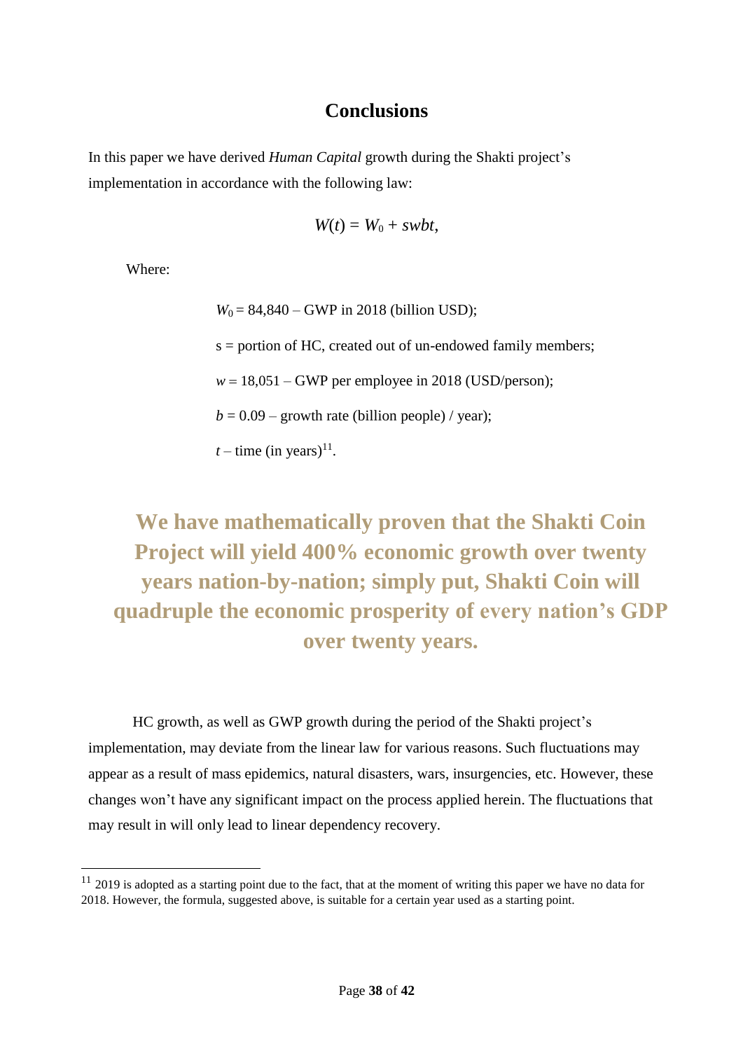## Conclusions

In this paper we have derived *Human Capital* growth during the Shakti project's implementation in accordance with the following law:

$$W(t) = W_0 + swbt,$$

Where:

$W_0$ = 84,840 – GWP in 2018 (billion USD);

s = portion of HC, created out of un-endowed family members;

$w$ = 18,051 – GWP per employee in 2018 (USD/person);

$b$ = 0.09 – growth rate (billion people) / year);

$t$ – time (in years)[11].

**We have mathematically proven that the Shakti Coin Project will yield 400% economic growth over twenty years nation-by-nation; simply put, Shakti Coin will quadruple the economic prosperity of every nation's GDP over twenty years.**

HC growth, as well as GWP growth during the period of the Shakti project's implementation, may deviate from the linear law for various reasons. Such fluctuations may appear as a result of mass epidemics, natural disasters, wars, insurgencies, etc. However, these changes won't have any significant impact on the process applied herein. The fluctuations that may result in will only lead to linear dependency recovery.

---

[11] 2019 is adopted as a starting point due to the fact, that at the moment of writing this paper we have no data for 2018. However, the formula, suggested above, is suitable for a certain year used as a starting point.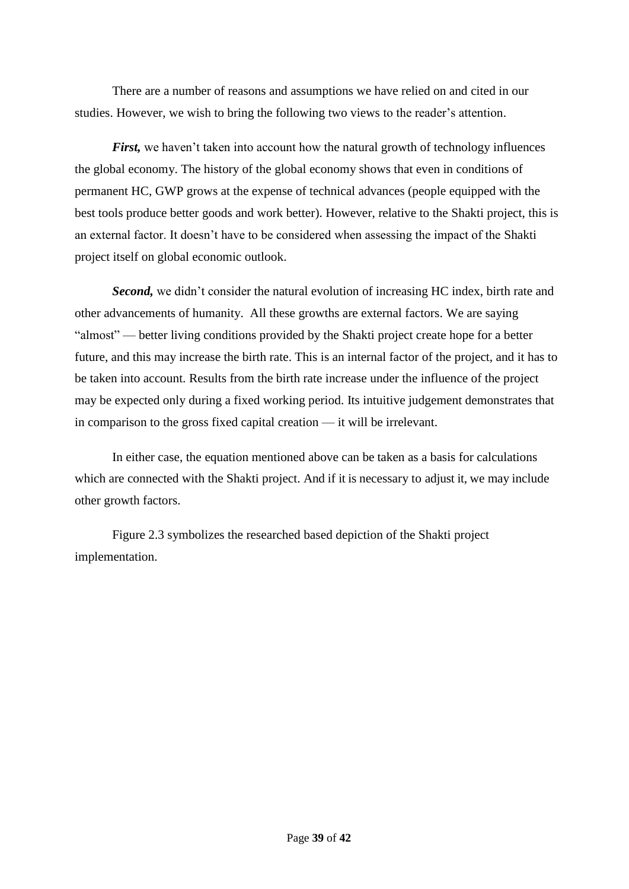There are a number of reasons and assumptions we have relied on and cited in our studies. However, we wish to bring the following two views to the reader's attention.

***First,*** we haven't taken into account how the natural growth of technology influences the global economy. The history of the global economy shows that even in conditions of permanent HC, GWP grows at the expense of technical advances (people equipped with the best tools produce better goods and work better). However, relative to the Shakti project, this is an external factor. It doesn't have to be considered when assessing the impact of the Shakti project itself on global economic outlook.

***Second,*** we didn't consider the natural evolution of increasing HC index, birth rate and other advancements of humanity. All these growths are external factors. We are saying "almost" — better living conditions provided by the Shakti project create hope for a better future, and this may increase the birth rate. This is an internal factor of the project, and it has to be taken into account. Results from the birth rate increase under the influence of the project may be expected only during a fixed working period. Its intuitive judgement demonstrates that in comparison to the gross fixed capital creation — it will be irrelevant.

In either case, the equation mentioned above can be taken as a basis for calculations which are connected with the Shakti project. And if it is necessary to adjust it, we may include other growth factors.

Figure 2.3 symbolizes the researched based depiction of the Shakti project implementation.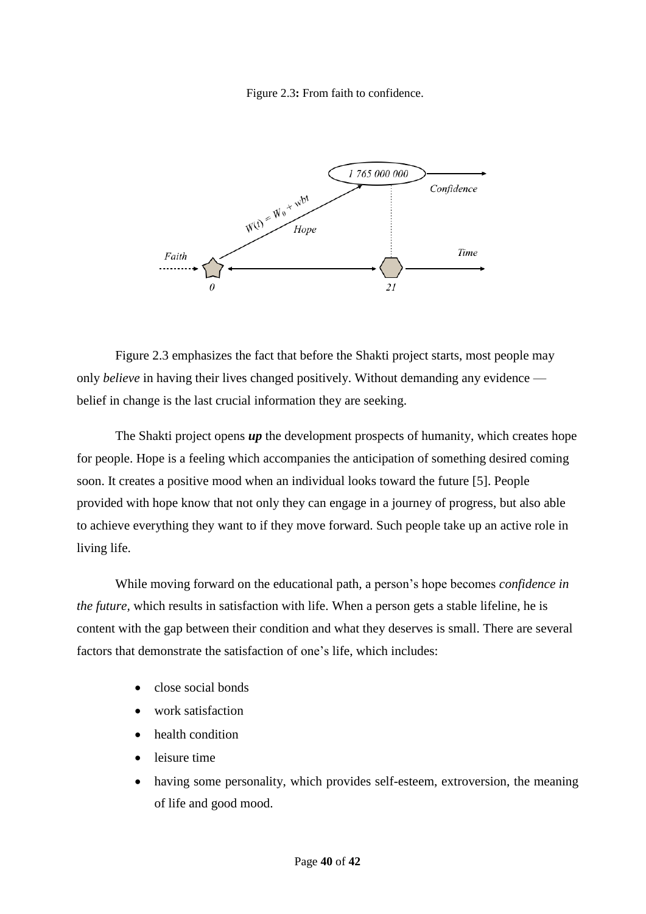Figure 2.3**:** From faith to confidence.

Figure 2.3 emphasizes the fact that before the Shakti project starts, most people may only *believe* in having their lives changed positively. Without demanding any evidence — belief in change is the last crucial information they are seeking.

The Shakti project opens ***up*** the development prospects of humanity, which creates hope for people. Hope is a feeling which accompanies the anticipation of something desired coming soon. It creates a positive mood when an individual looks toward the future [5]. People provided with hope know that not only they can engage in a journey of progress, but also able to achieve everything they want to if they move forward. Such people take up an active role in living life.

While moving forward on the educational path, a person's hope becomes *confidence in the future,* which results in satisfaction with life. When a person gets a stable lifeline, he is content with the gap between their condition and what they deserves is small. There are several factors that demonstrate the satisfaction of one's life, which includes:

- close social bonds
- work satisfaction
- health condition
- leisure time
- having some personality, which provides self-esteem, extroversion, the meaning of life and good mood.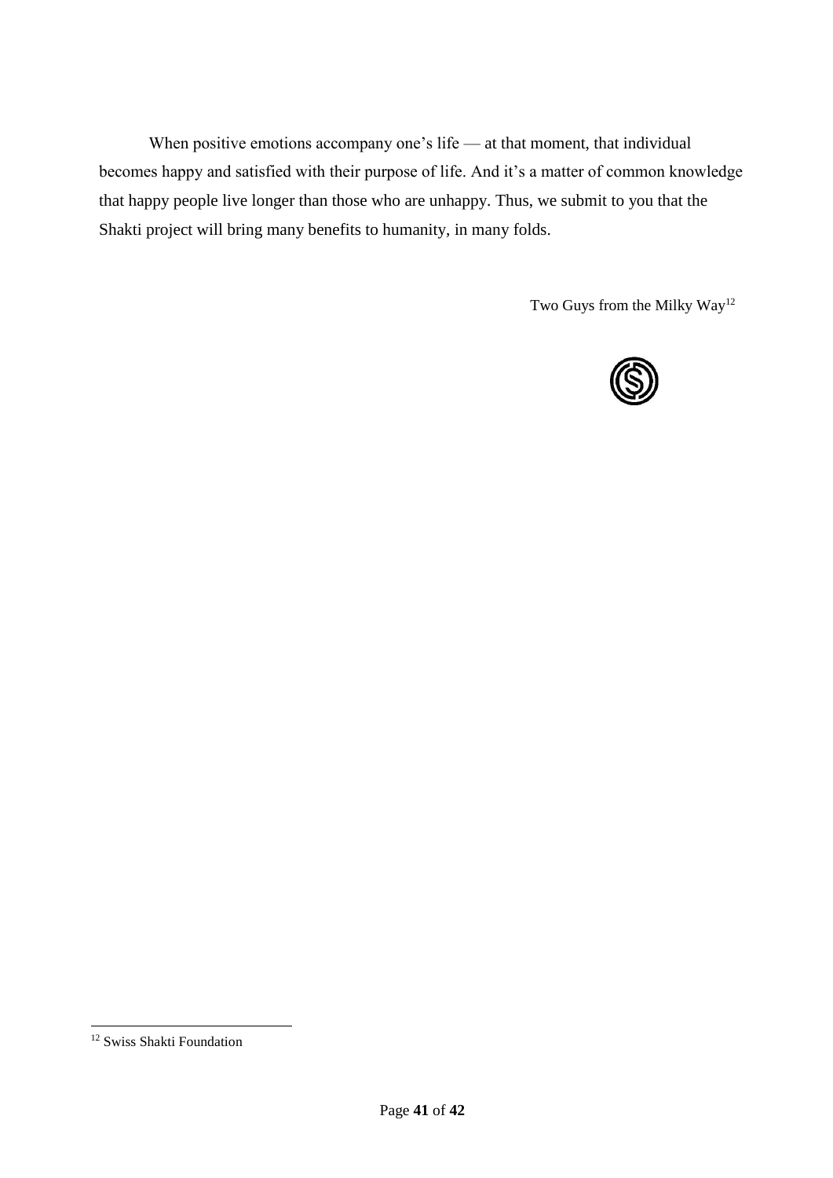When positive emotions accompany one's life — at that moment, that individual becomes happy and satisfied with their purpose of life. And it's a matter of common knowledge that happy people live longer than those who are unhappy. Thus, we submit to you that the Shakti project will bring many benefits to humanity, in many folds.

Two Guys from the Milky Way[12]

[12] Swiss Shakti Foundation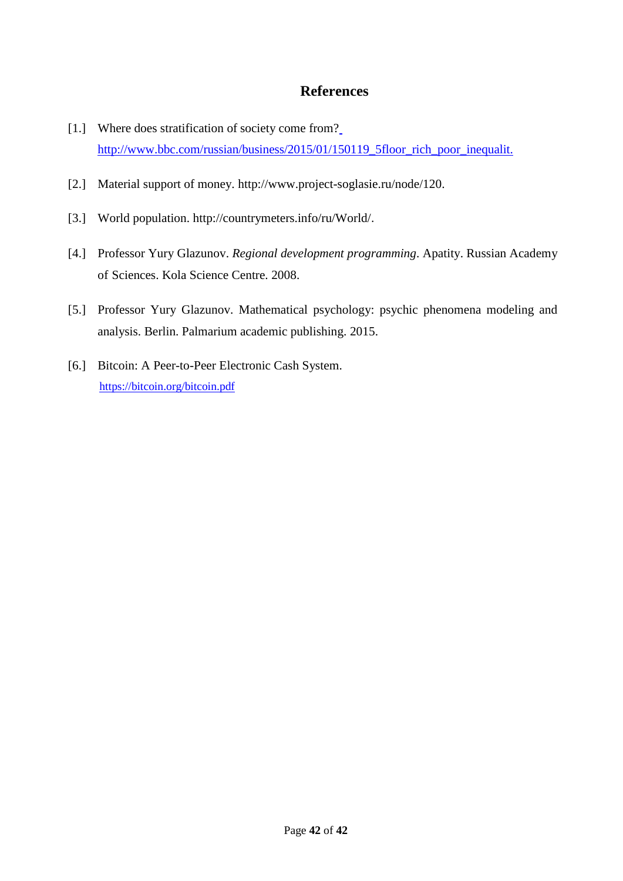# References

[1.] Where does stratification of society come from? http://www.bbc.com/russian/business/2015/01/150119_5floor_rich_poor_inequalit.

[2.] Material support of money. http://www.project-soglasie.ru/node/120.

[3.] World population. http://countrymeters.info/ru/World/.

[4.] Professor Yury Glazunov. *Regional development programming*. Apatity. Russian Academy of Sciences. Kola Science Centre. 2008.

[5.] Professor Yury Glazunov. Mathematical psychology: psychic phenomena modeling and analysis. Berlin. Palmarium academic publishing. 2015.

[6.] Bitcoin: A Peer-to-Peer Electronic Cash System. https://bitcoin.org/bitcoin.pdf